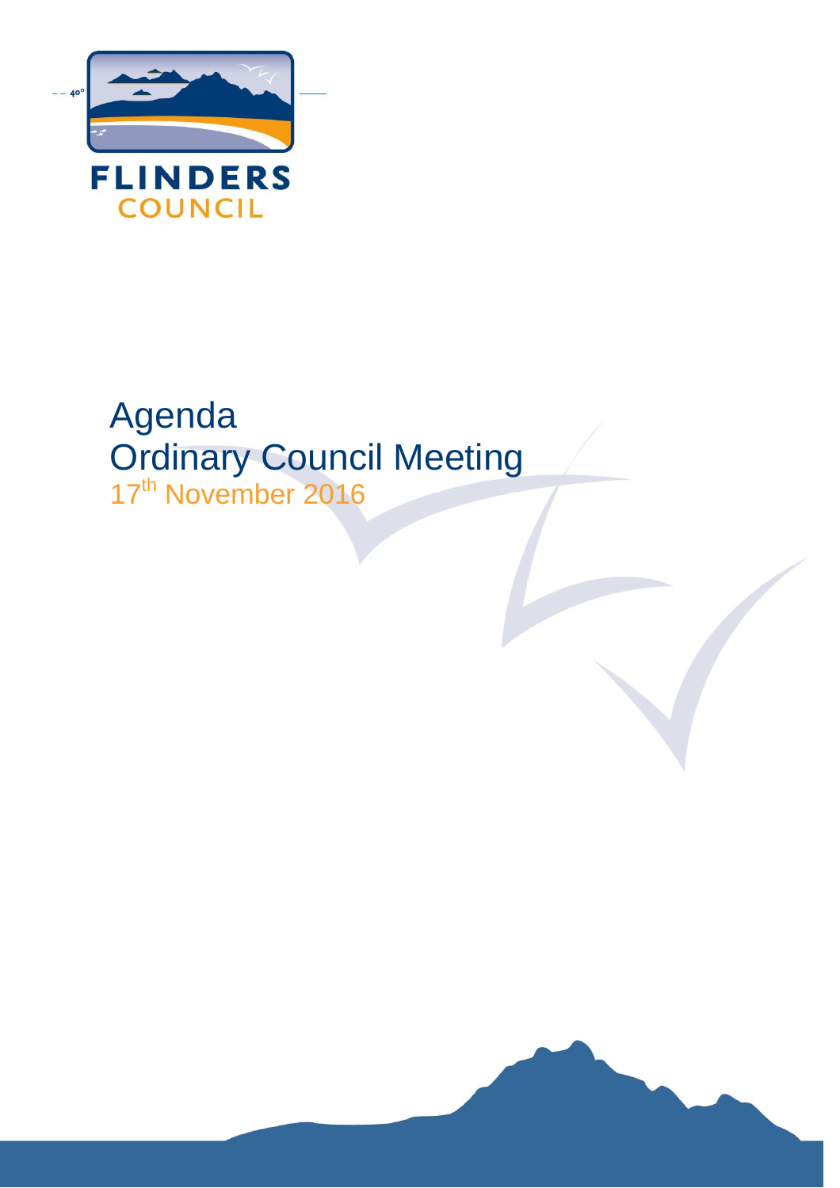FLINDERS
COUNCIL

# Agenda
# Ordinary Council Meeting
17th November 2016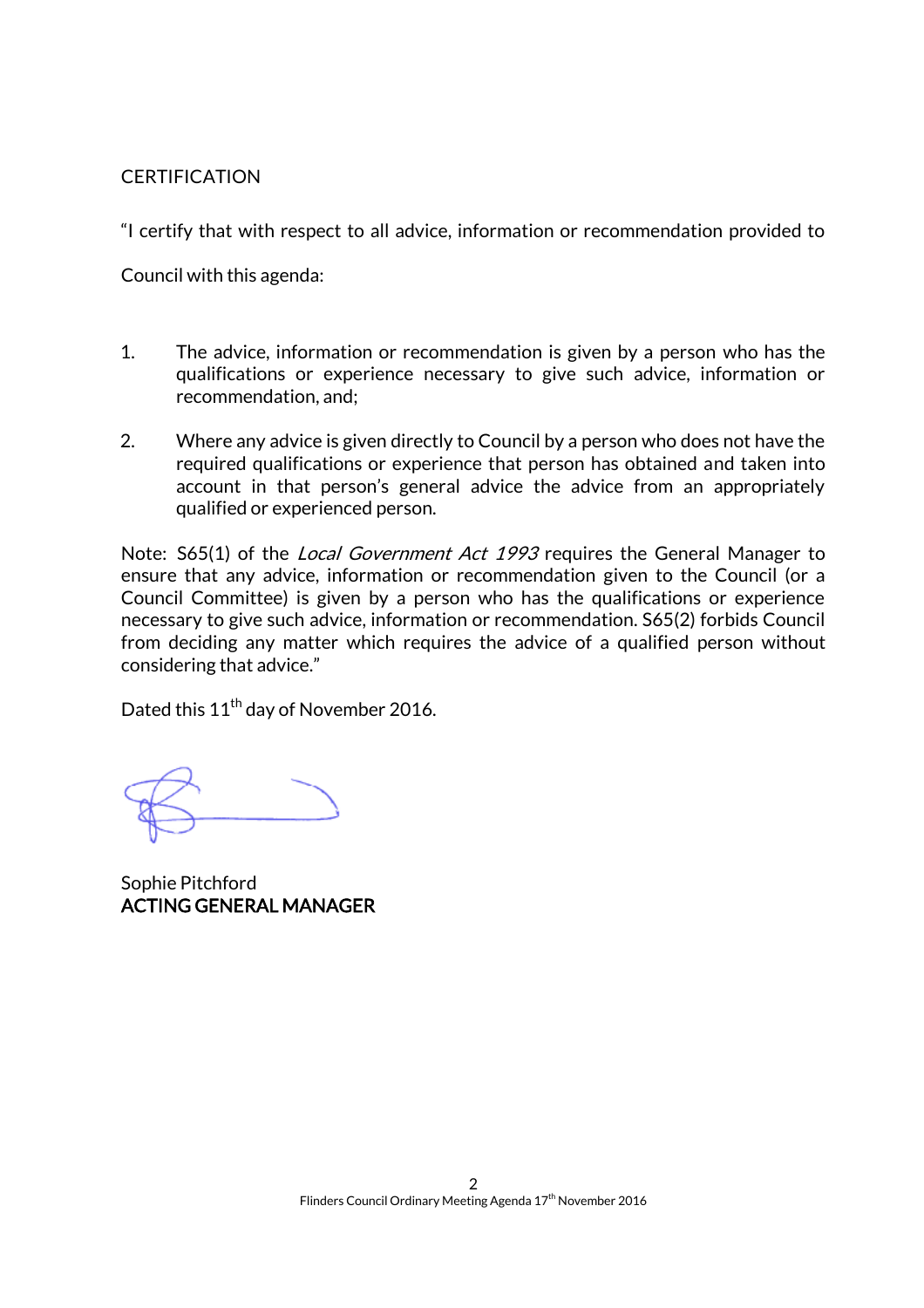CERTIFICATION

"I certify that with respect to all advice, information or recommendation provided to Council with this agenda:

1. The advice, information or recommendation is given by a person who has the qualifications or experience necessary to give such advice, information or recommendation, and;

2. Where any advice is given directly to Council by a person who does not have the required qualifications or experience that person has obtained and taken into account in that person's general advice the advice from an appropriately qualified or experienced person.

Note: S65(1) of the *Local Government Act 1993* requires the General Manager to ensure that any advice, information or recommendation given to the Council (or a Council Committee) is given by a person who has the qualifications or experience necessary to give such advice, information or recommendation. S65(2) forbids Council from deciding any matter which requires the advice of a qualified person without considering that advice."

Dated this 11th day of November 2016.

Sophie Pitchford
**ACTING GENERAL MANAGER**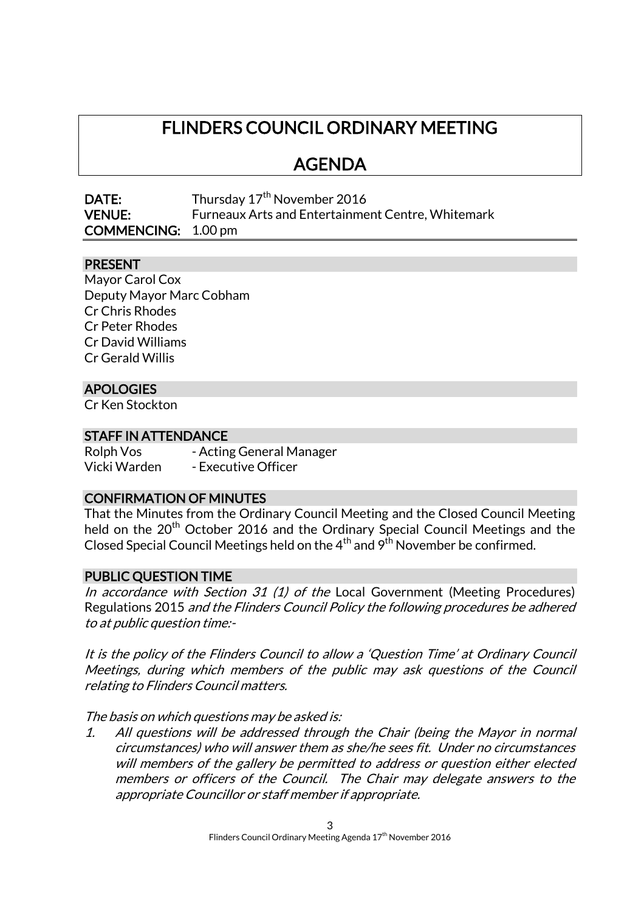# FLINDERS COUNCIL ORDINARY MEETING

# AGENDA

**DATE:** Thursday 17th November 2016
**VENUE:** Furneaux Arts and Entertainment Centre, Whitemark
**COMMENCING:** 1.00 pm

## PRESENT

Mayor Carol Cox
Deputy Mayor Marc Cobham
Cr Chris Rhodes
Cr Peter Rhodes
Cr David Williams
Cr Gerald Willis

## APOLOGIES

Cr Ken Stockton

## STAFF IN ATTENDANCE

Rolph Vos - Acting General Manager
Vicki Warden - Executive Officer

## CONFIRMATION OF MINUTES

That the Minutes from the Ordinary Council Meeting and the Closed Council Meeting held on the 20th October 2016 and the Ordinary Special Council Meetings and the Closed Special Council Meetings held on the 4th and 9th November be confirmed.

## PUBLIC QUESTION TIME

*In accordance with Section 31 (1) of the* Local Government (Meeting Procedures) Regulations 2015 *and the Flinders Council Policy the following procedures be adhered to at public question time:-*

*It is the policy of the Flinders Council to allow a 'Question Time' at Ordinary Council Meetings, during which members of the public may ask questions of the Council relating to Flinders Council matters.*

*The basis on which questions may be asked is:*

1. *All questions will be addressed through the Chair (being the Mayor in normal circumstances) who will answer them as she/he sees fit. Under no circumstances will members of the gallery be permitted to address or question either elected members or officers of the Council. The Chair may delegate answers to the appropriate Councillor or staff member if appropriate.*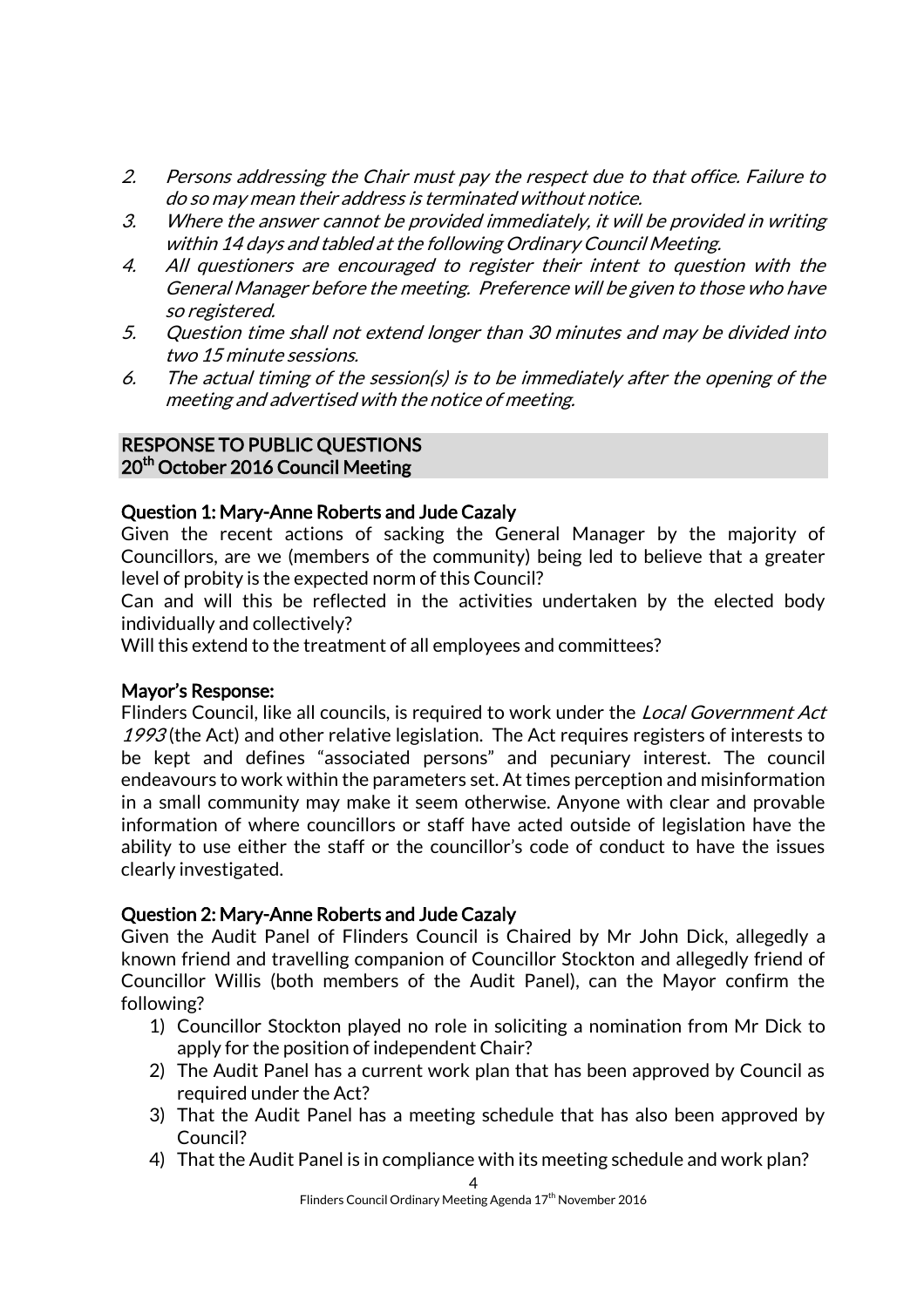2. *Persons addressing the Chair must pay the respect due to that office. Failure to do so may mean their address is terminated without notice.*
3. *Where the answer cannot be provided immediately, it will be provided in writing within 14 days and tabled at the following Ordinary Council Meeting.*
4. *All questioners are encouraged to register their intent to question with the General Manager before the meeting. Preference will be given to those who have so registered.*
5. *Question time shall not extend longer than 30 minutes and may be divided into two 15 minute sessions.*
6. *The actual timing of the session(s) is to be immediately after the opening of the meeting and advertised with the notice of meeting.*

## RESPONSE TO PUBLIC QUESTIONS
## 20th October 2016 Council Meeting

**Question 1: Mary-Anne Roberts and Jude Cazaly**

Given the recent actions of sacking the General Manager by the majority of Councillors, are we (members of the community) being led to believe that a greater level of probity is the expected norm of this Council?

Can and will this be reflected in the activities undertaken by the elected body individually and collectively?

Will this extend to the treatment of all employees and committees?

**Mayor's Response:**

Flinders Council, like all councils, is required to work under the *Local Government Act 1993* (the Act) and other relative legislation. The Act requires registers of interests to be kept and defines "associated persons" and pecuniary interest. The council endeavours to work within the parameters set. At times perception and misinformation in a small community may make it seem otherwise. Anyone with clear and provable information of where councillors or staff have acted outside of legislation have the ability to use either the staff or the councillor's code of conduct to have the issues clearly investigated.

**Question 2: Mary-Anne Roberts and Jude Cazaly**

Given the Audit Panel of Flinders Council is Chaired by Mr John Dick, allegedly a known friend and travelling companion of Councillor Stockton and allegedly friend of Councillor Willis (both members of the Audit Panel), can the Mayor confirm the following?

1) Councillor Stockton played no role in soliciting a nomination from Mr Dick to apply for the position of independent Chair?
2) The Audit Panel has a current work plan that has been approved by Council as required under the Act?
3) That the Audit Panel has a meeting schedule that has also been approved by Council?
4) That the Audit Panel is in compliance with its meeting schedule and work plan?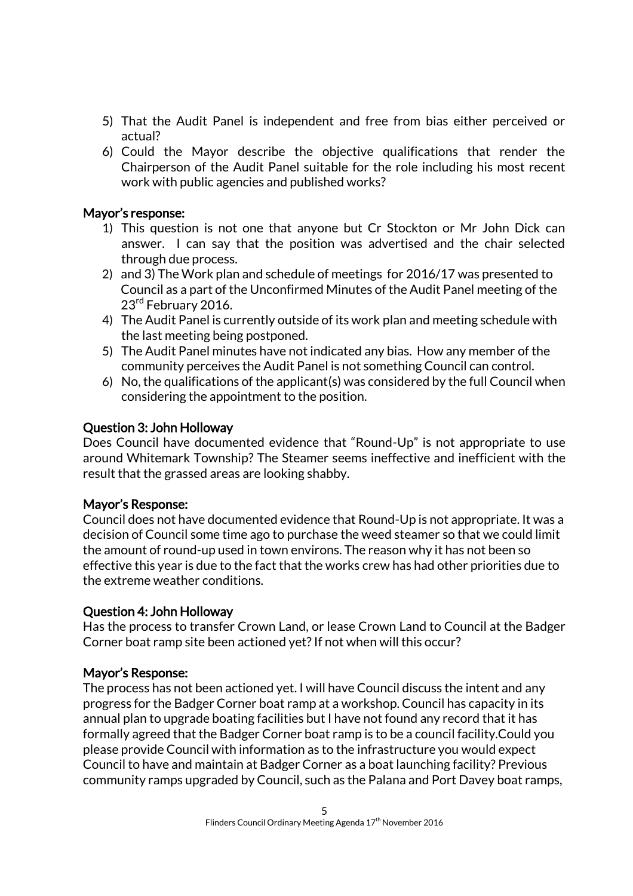5) That the Audit Panel is independent and free from bias either perceived or actual?
6) Could the Mayor describe the objective qualifications that render the Chairperson of the Audit Panel suitable for the role including his most recent work with public agencies and published works?

**Mayor's response:**

1) This question is not one that anyone but Cr Stockton or Mr John Dick can answer. I can say that the position was advertised and the chair selected through due process.
2) and 3) The Work plan and schedule of meetings for 2016/17 was presented to Council as a part of the Unconfirmed Minutes of the Audit Panel meeting of the 23rd February 2016.
4) The Audit Panel is currently outside of its work plan and meeting schedule with the last meeting being postponed.
5) The Audit Panel minutes have not indicated any bias. How any member of the community perceives the Audit Panel is not something Council can control.
6) No, the qualifications of the applicant(s) was considered by the full Council when considering the appointment to the position.

**Question 3: John Holloway**

Does Council have documented evidence that "Round-Up" is not appropriate to use around Whitemark Township? The Steamer seems ineffective and inefficient with the result that the grassed areas are looking shabby.

**Mayor's Response:**

Council does not have documented evidence that Round-Up is not appropriate. It was a decision of Council some time ago to purchase the weed steamer so that we could limit the amount of round-up used in town environs. The reason why it has not been so effective this year is due to the fact that the works crew has had other priorities due to the extreme weather conditions.

**Question 4: John Holloway**

Has the process to transfer Crown Land, or lease Crown Land to Council at the Badger Corner boat ramp site been actioned yet? If not when will this occur?

**Mayor's Response:**

The process has not been actioned yet. I will have Council discuss the intent and any progress for the Badger Corner boat ramp at a workshop. Council has capacity in its annual plan to upgrade boating facilities but I have not found any record that it has formally agreed that the Badger Corner boat ramp is to be a council facility.Could you please provide Council with information as to the infrastructure you would expect Council to have and maintain at Badger Corner as a boat launching facility? Previous community ramps upgraded by Council, such as the Palana and Port Davey boat ramps,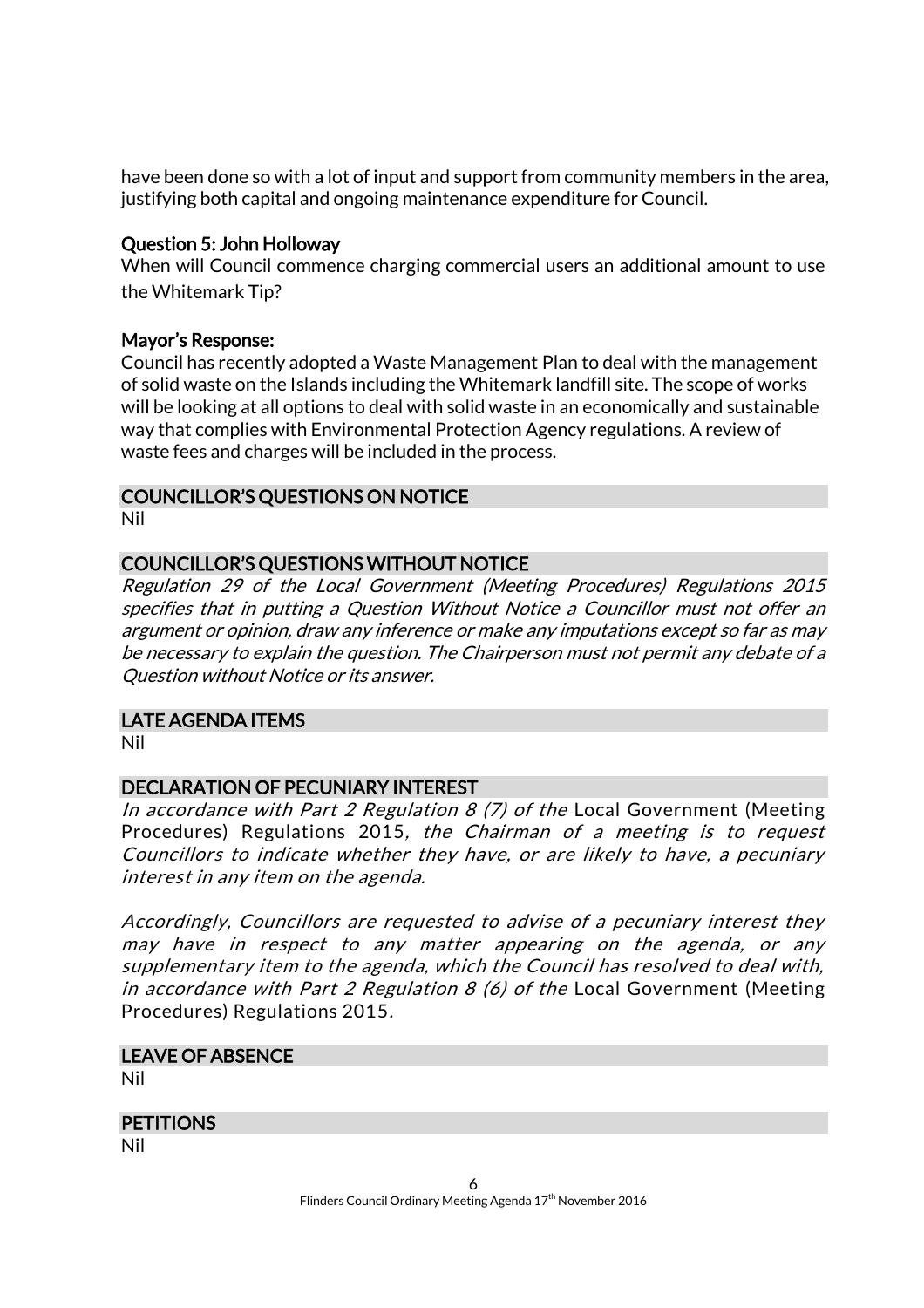have been done so with a lot of input and support from community members in the area, justifying both capital and ongoing maintenance expenditure for Council.

**Question 5: John Holloway**

When will Council commence charging commercial users an additional amount to use the Whitemark Tip?

**Mayor's Response:**

Council has recently adopted a Waste Management Plan to deal with the management of solid waste on the Islands including the Whitemark landfill site. The scope of works will be looking at all options to deal with solid waste in an economically and sustainable way that complies with Environmental Protection Agency regulations. A review of waste fees and charges will be included in the process.

## COUNCILLOR'S QUESTIONS ON NOTICE

Nil

## COUNCILLOR'S QUESTIONS WITHOUT NOTICE

*Regulation 29 of the Local Government (Meeting Procedures) Regulations 2015 specifies that in putting a Question Without Notice a Councillor must not offer an argument or opinion, draw any inference or make any imputations except so far as may be necessary to explain the question. The Chairperson must not permit any debate of a Question without Notice or its answer.*

## LATE AGENDA ITEMS

Nil

## DECLARATION OF PECUNIARY INTEREST

*In accordance with Part 2 Regulation 8 (7) of the* Local Government (Meeting Procedures) Regulations 2015*, the Chairman of a meeting is to request Councillors to indicate whether they have, or are likely to have, a pecuniary interest in any item on the agenda.*

*Accordingly, Councillors are requested to advise of a pecuniary interest they may have in respect to any matter appearing on the agenda, or any supplementary item to the agenda, which the Council has resolved to deal with, in accordance with Part 2 Regulation 8 (6) of the* Local Government (Meeting Procedures) Regulations 2015*.*

## LEAVE OF ABSENCE

Nil

## PETITIONS

Nil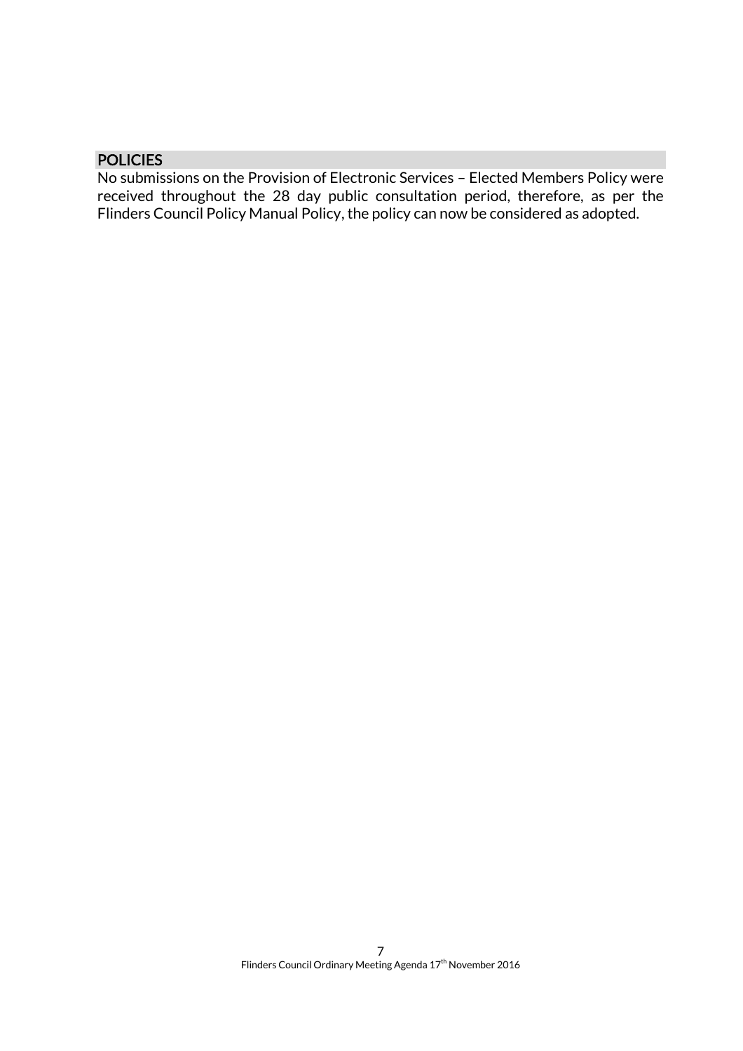## POLICIES

No submissions on the Provision of Electronic Services – Elected Members Policy were received throughout the 28 day public consultation period, therefore, as per the Flinders Council Policy Manual Policy, the policy can now be considered as adopted.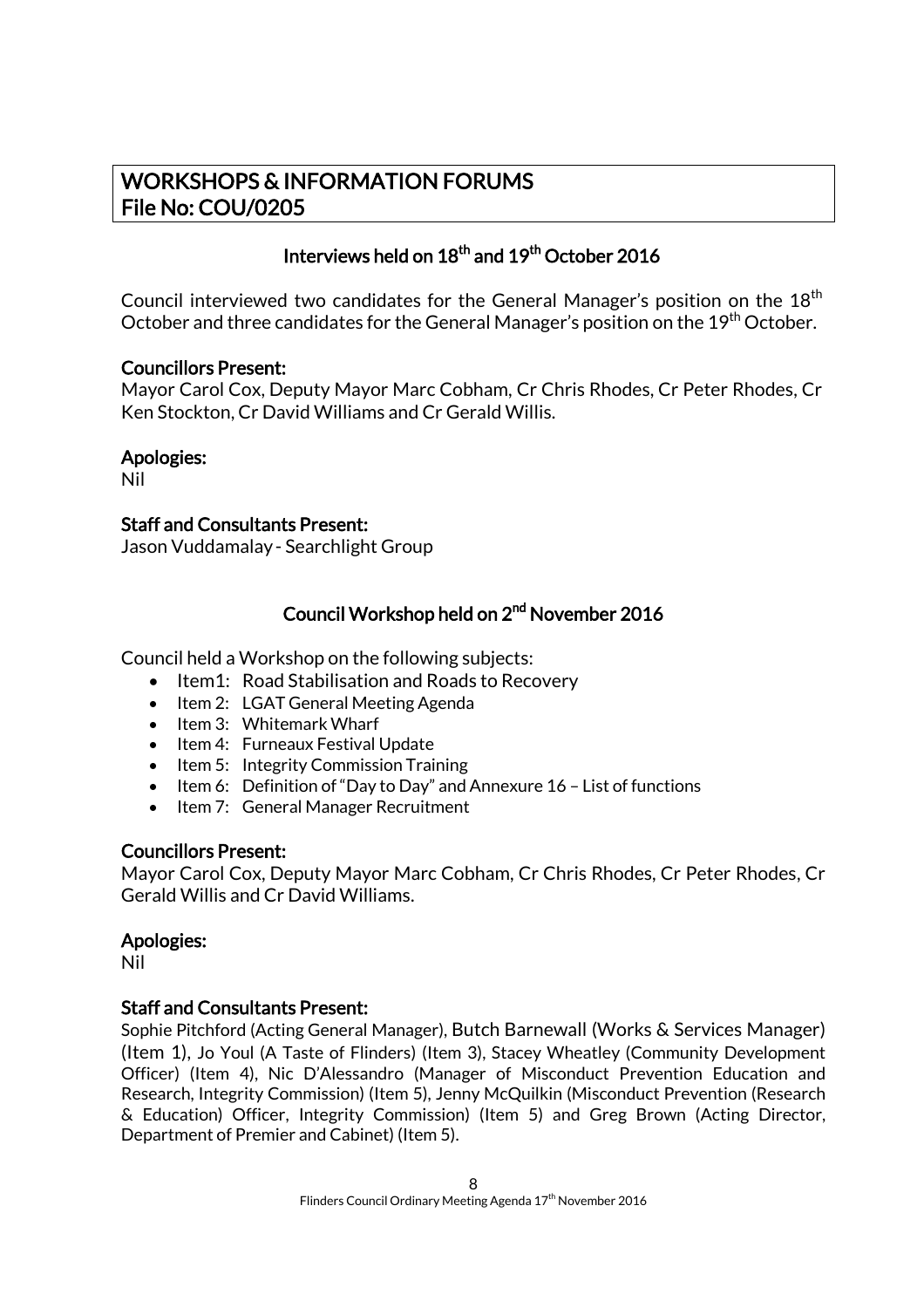# WORKSHOPS & INFORMATION FORUMS
# File No: COU/0205

## Interviews held on 18th and 19th October 2016

Council interviewed two candidates for the General Manager's position on the 18th October and three candidates for the General Manager's position on the 19th October.

**Councillors Present:**
Mayor Carol Cox, Deputy Mayor Marc Cobham, Cr Chris Rhodes, Cr Peter Rhodes, Cr Ken Stockton, Cr David Williams and Cr Gerald Willis.

**Apologies:**
Nil

**Staff and Consultants Present:**
Jason Vuddamalay - Searchlight Group

## Council Workshop held on 2nd November 2016

Council held a Workshop on the following subjects:

- Item1: Road Stabilisation and Roads to Recovery
- Item 2: LGAT General Meeting Agenda
- Item 3: Whitemark Wharf
- Item 4: Furneaux Festival Update
- Item 5: Integrity Commission Training
- Item 6: Definition of "Day to Day" and Annexure 16 – List of functions
- Item 7: General Manager Recruitment

**Councillors Present:**
Mayor Carol Cox, Deputy Mayor Marc Cobham, Cr Chris Rhodes, Cr Peter Rhodes, Cr Gerald Willis and Cr David Williams.

**Apologies:**
Nil

**Staff and Consultants Present:**
Sophie Pitchford (Acting General Manager), Butch Barnewall (Works & Services Manager) (Item 1), Jo Youl (A Taste of Flinders) (Item 3), Stacey Wheatley (Community Development Officer) (Item 4), Nic D'Alessandro (Manager of Misconduct Prevention Education and Research, Integrity Commission) (Item 5), Jenny McQuilkin (Misconduct Prevention (Research & Education) Officer, Integrity Commission) (Item 5) and Greg Brown (Acting Director, Department of Premier and Cabinet) (Item 5).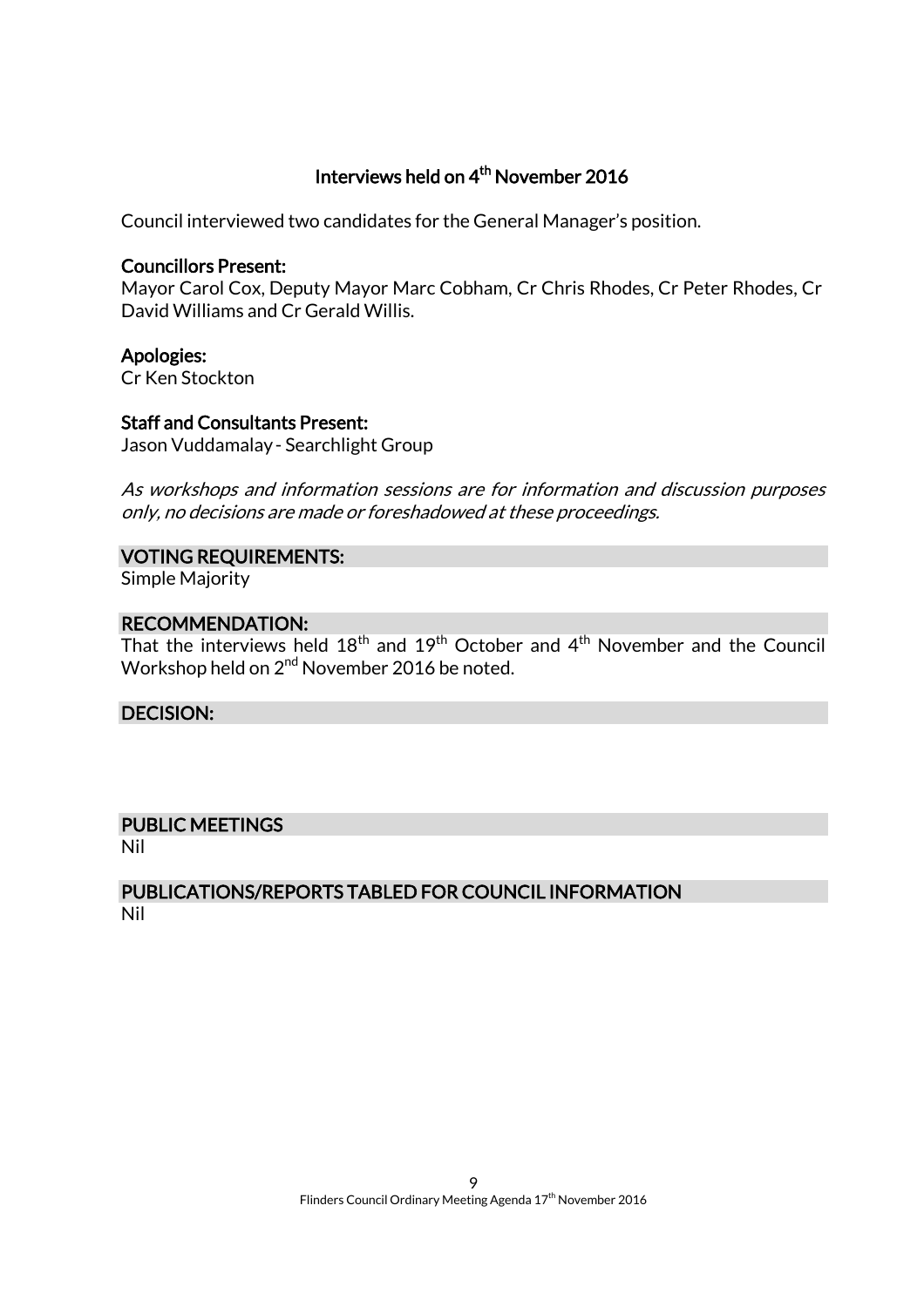### Interviews held on 4th November 2016

Council interviewed two candidates for the General Manager's position.

**Councillors Present:**
Mayor Carol Cox, Deputy Mayor Marc Cobham, Cr Chris Rhodes, Cr Peter Rhodes, Cr David Williams and Cr Gerald Willis.

**Apologies:**
Cr Ken Stockton

**Staff and Consultants Present:**
Jason Vuddamalay - Searchlight Group

*As workshops and information sessions are for information and discussion purposes only, no decisions are made or foreshadowed at these proceedings.*

**VOTING REQUIREMENTS:**
Simple Majority

**RECOMMENDATION:**
That the interviews held 18th and 19th October and 4th November and the Council Workshop held on 2nd November 2016 be noted.

**DECISION:**

## PUBLIC MEETINGS

Nil

## PUBLICATIONS/REPORTS TABLED FOR COUNCIL INFORMATION

Nil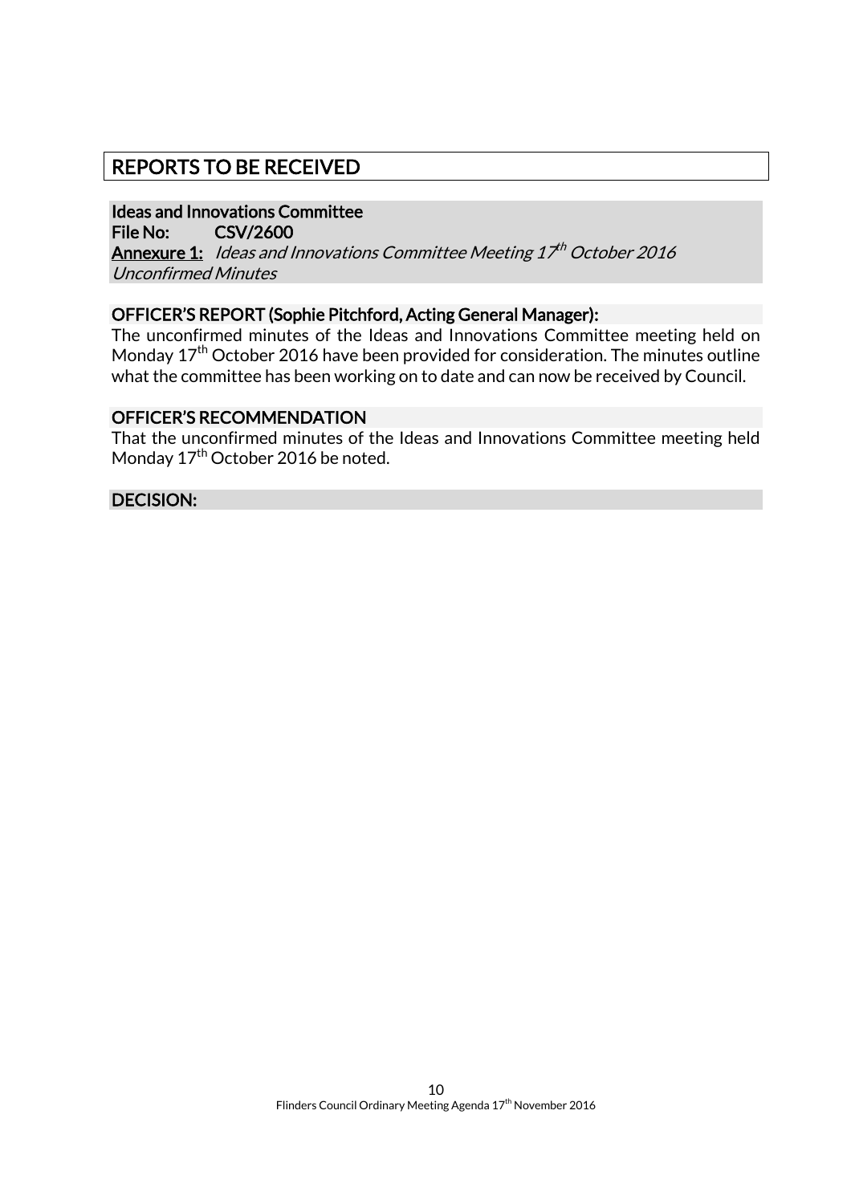# REPORTS TO BE RECEIVED

**Ideas and Innovations Committee**
**File No: CSV/2600**
**Annexure 1:** *Ideas and Innovations Committee Meeting 17th October 2016 Unconfirmed Minutes*

**OFFICER'S REPORT (Sophie Pitchford, Acting General Manager):**

The unconfirmed minutes of the Ideas and Innovations Committee meeting held on Monday 17th October 2016 have been provided for consideration. The minutes outline what the committee has been working on to date and can now be received by Council.

**OFFICER'S RECOMMENDATION**

That the unconfirmed minutes of the Ideas and Innovations Committee meeting held Monday 17th October 2016 be noted.

**DECISION:**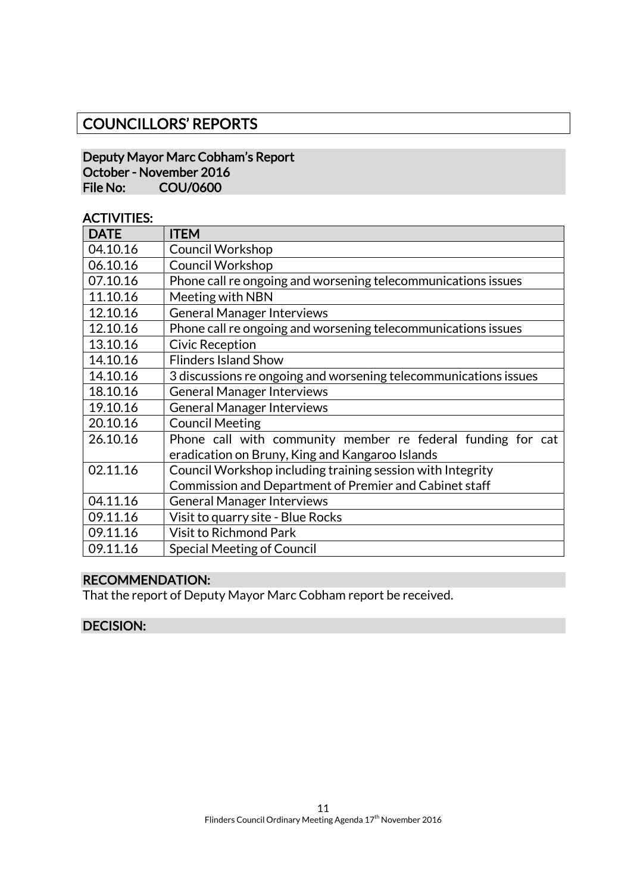# COUNCILLORS' REPORTS

## Deputy Mayor Marc Cobham's Report
**October - November 2016**
**File No: COU/0600**

### ACTIVITIES:

| DATE | ITEM |
|---|---|
| 04.10.16 | Council Workshop |
| 06.10.16 | Council Workshop |
| 07.10.16 | Phone call re ongoing and worsening telecommunications issues |
| 11.10.16 | Meeting with NBN |
| 12.10.16 | General Manager Interviews |
| 12.10.16 | Phone call re ongoing and worsening telecommunications issues |
| 13.10.16 | Civic Reception |
| 14.10.16 | Flinders Island Show |
| 14.10.16 | 3 discussions re ongoing and worsening telecommunications issues |
| 18.10.16 | General Manager Interviews |
| 19.10.16 | General Manager Interviews |
| 20.10.16 | Council Meeting |
| 26.10.16 | Phone call with community member re federal funding for cat eradication on Bruny, King and Kangaroo Islands |
| 02.11.16 | Council Workshop including training session with Integrity Commission and Department of Premier and Cabinet staff |
| 04.11.16 | General Manager Interviews |
| 09.11.16 | Visit to quarry site - Blue Rocks |
| 09.11.16 | Visit to Richmond Park |
| 09.11.16 | Special Meeting of Council |

### RECOMMENDATION:

That the report of Deputy Mayor Marc Cobham report be received.

### DECISION: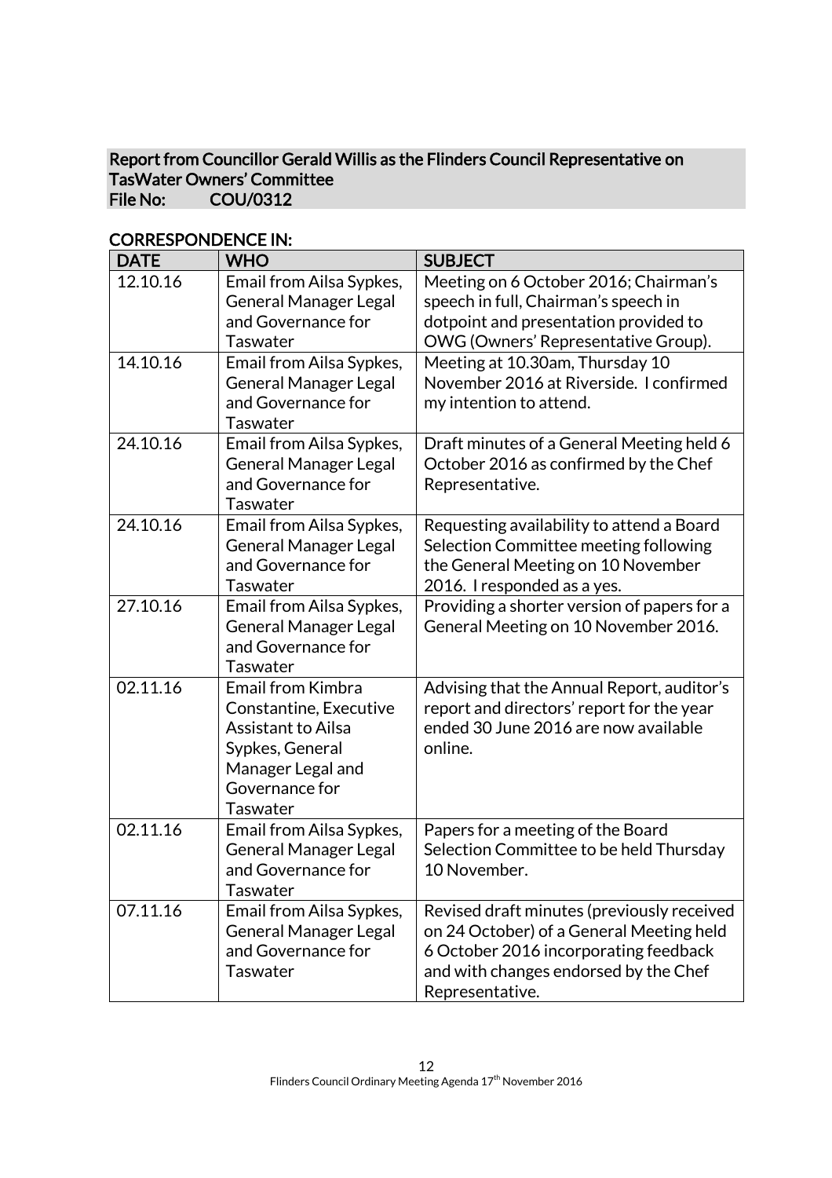## Report from Councillor Gerald Willis as the Flinders Council Representative on TasWater Owners' Committee
**File No: COU/0312**

### CORRESPONDENCE IN:

| DATE | WHO | SUBJECT |
|---|---|---|
| 12.10.16 | Email from Ailsa Sypkes, General Manager Legal and Governance for Taswater | Meeting on 6 October 2016; Chairman's speech in full, Chairman's speech in dotpoint and presentation provided to OWG (Owners' Representative Group). |
| 14.10.16 | Email from Ailsa Sypkes, General Manager Legal and Governance for Taswater | Meeting at 10.30am, Thursday 10 November 2016 at Riverside. I confirmed my intention to attend. |
| 24.10.16 | Email from Ailsa Sypkes, General Manager Legal and Governance for Taswater | Draft minutes of a General Meeting held 6 October 2016 as confirmed by the Chef Representative. |
| 24.10.16 | Email from Ailsa Sypkes, General Manager Legal and Governance for Taswater | Requesting availability to attend a Board Selection Committee meeting following the General Meeting on 10 November 2016. I responded as a yes. |
| 27.10.16 | Email from Ailsa Sypkes, General Manager Legal and Governance for Taswater | Providing a shorter version of papers for a General Meeting on 10 November 2016. |
| 02.11.16 | Email from Kimbra Constantine, Executive Assistant to Ailsa Sypkes, General Manager Legal and Governance for Taswater | Advising that the Annual Report, auditor's report and directors' report for the year ended 30 June 2016 are now available online. |
| 02.11.16 | Email from Ailsa Sypkes, General Manager Legal and Governance for Taswater | Papers for a meeting of the Board Selection Committee to be held Thursday 10 November. |
| 07.11.16 | Email from Ailsa Sypkes, General Manager Legal and Governance for Taswater | Revised draft minutes (previously received on 24 October) of a General Meeting held 6 October 2016 incorporating feedback and with changes endorsed by the Chef Representative. |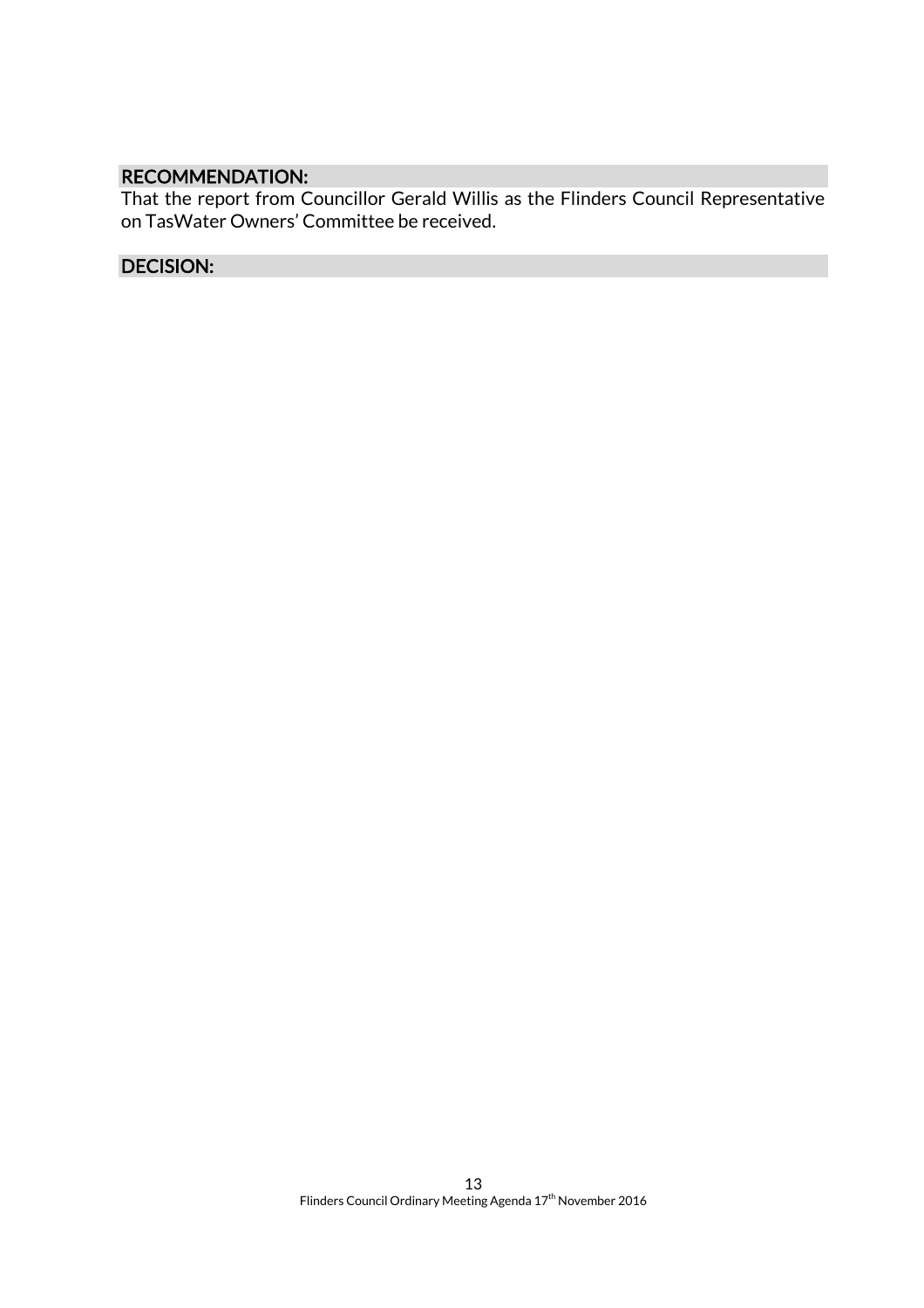## RECOMMENDATION:

That the report from Councillor Gerald Willis as the Flinders Council Representative on TasWater Owners' Committee be received.

## DECISION: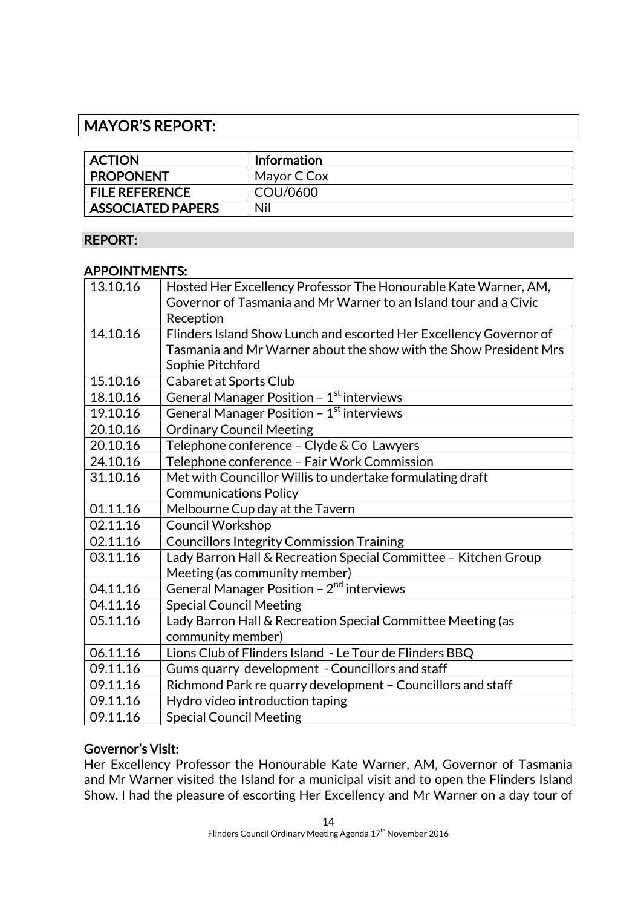## MAYOR'S REPORT:

| **ACTION** | **Information** |
|---|---|
| **PROPONENT** | Mayor C Cox |
| **FILE REFERENCE** | COU/0600 |
| **ASSOCIATED PAPERS** | Nil |

### REPORT:

### APPOINTMENTS:

| | |
|---|---|
| 13.10.16 | Hosted Her Excellency Professor The Honourable Kate Warner, AM, Governor of Tasmania and Mr Warner to an Island tour and a Civic Reception |
| 14.10.16 | Flinders Island Show Lunch and escorted Her Excellency Governor of Tasmania and Mr Warner about the show with the Show President Mrs Sophie Pitchford |
| 15.10.16 | Cabaret at Sports Club |
| 18.10.16 | General Manager Position – 1st interviews |
| 19.10.16 | General Manager Position – 1st interviews |
| 20.10.16 | Ordinary Council Meeting |
| 20.10.16 | Telephone conference – Clyde & Co Lawyers |
| 24.10.16 | Telephone conference – Fair Work Commission |
| 31.10.16 | Met with Councillor Willis to undertake formulating draft Communications Policy |
| 01.11.16 | Melbourne Cup day at the Tavern |
| 02.11.16 | Council Workshop |
| 02.11.16 | Councillors Integrity Commission Training |
| 03.11.16 | Lady Barron Hall & Recreation Special Committee – Kitchen Group Meeting (as community member) |
| 04.11.16 | General Manager Position – 2nd interviews |
| 04.11.16 | Special Council Meeting |
| 05.11.16 | Lady Barron Hall & Recreation Special Committee Meeting (as community member) |
| 06.11.16 | Lions Club of Flinders Island - Le Tour de Flinders BBQ |
| 09.11.16 | Gums quarry development - Councillors and staff |
| 09.11.16 | Richmond Park re quarry development – Councillors and staff |
| 09.11.16 | Hydro video introduction taping |
| 09.11.16 | Special Council Meeting |

### Governor's Visit:

Her Excellency Professor the Honourable Kate Warner, AM, Governor of Tasmania and Mr Warner visited the Island for a municipal visit and to open the Flinders Island Show. I had the pleasure of escorting Her Excellency and Mr Warner on a day tour of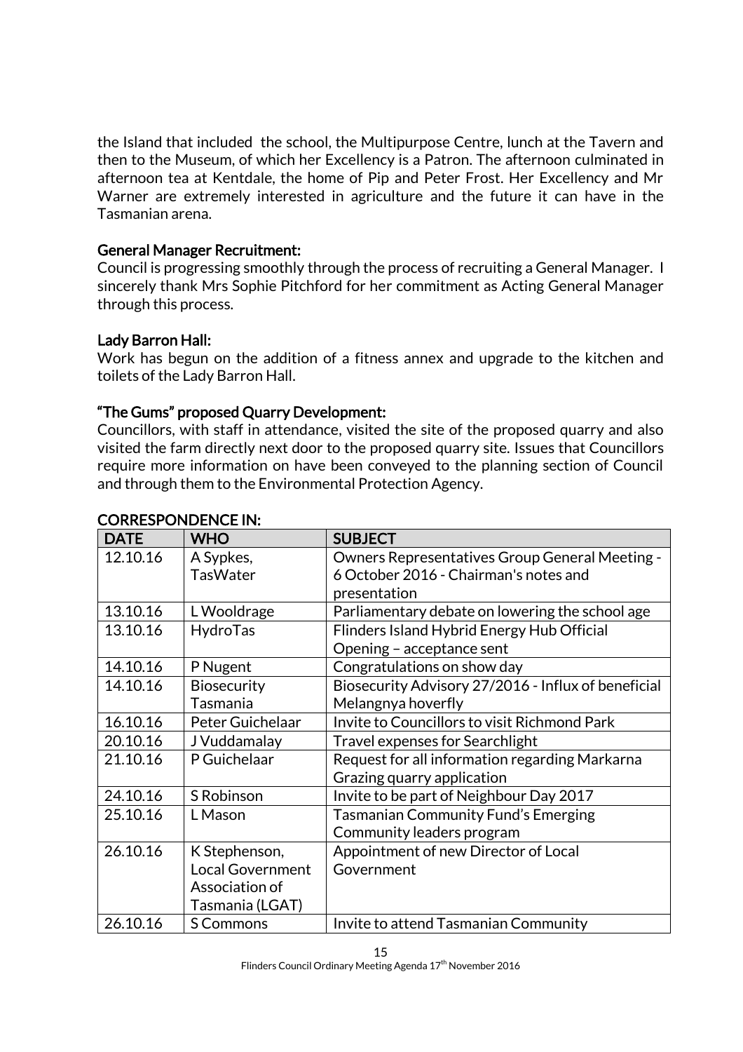the Island that included the school, the Multipurpose Centre, lunch at the Tavern and then to the Museum, of which her Excellency is a Patron. The afternoon culminated in afternoon tea at Kentdale, the home of Pip and Peter Frost. Her Excellency and Mr Warner are extremely interested in agriculture and the future it can have in the Tasmanian arena.

**General Manager Recruitment:**
Council is progressing smoothly through the process of recruiting a General Manager. I sincerely thank Mrs Sophie Pitchford for her commitment as Acting General Manager through this process.

**Lady Barron Hall:**
Work has begun on the addition of a fitness annex and upgrade to the kitchen and toilets of the Lady Barron Hall.

**"The Gums" proposed Quarry Development:**
Councillors, with staff in attendance, visited the site of the proposed quarry and also visited the farm directly next door to the proposed quarry site. Issues that Councillors require more information on have been conveyed to the planning section of Council and through them to the Environmental Protection Agency.

**CORRESPONDENCE IN:**

| DATE | WHO | SUBJECT |
|---|---|---|
| 12.10.16 | A Sypkes, TasWater | Owners Representatives Group General Meeting - 6 October 2016 - Chairman's notes and presentation |
| 13.10.16 | L Wooldrage | Parliamentary debate on lowering the school age |
| 13.10.16 | HydroTas | Flinders Island Hybrid Energy Hub Official Opening – acceptance sent |
| 14.10.16 | P Nugent | Congratulations on show day |
| 14.10.16 | Biosecurity Tasmania | Biosecurity Advisory 27/2016 - Influx of beneficial Melangnya hoverfly |
| 16.10.16 | Peter Guichelaar | Invite to Councillors to visit Richmond Park |
| 20.10.16 | J Vuddamalay | Travel expenses for Searchlight |
| 21.10.16 | P Guichelaar | Request for all information regarding Markarna Grazing quarry application |
| 24.10.16 | S Robinson | Invite to be part of Neighbour Day 2017 |
| 25.10.16 | L Mason | Tasmanian Community Fund's Emerging Community leaders program |
| 26.10.16 | K Stephenson, Local Government Association of Tasmania (LGAT) | Appointment of new Director of Local Government |
| 26.10.16 | S Commons | Invite to attend Tasmanian Community |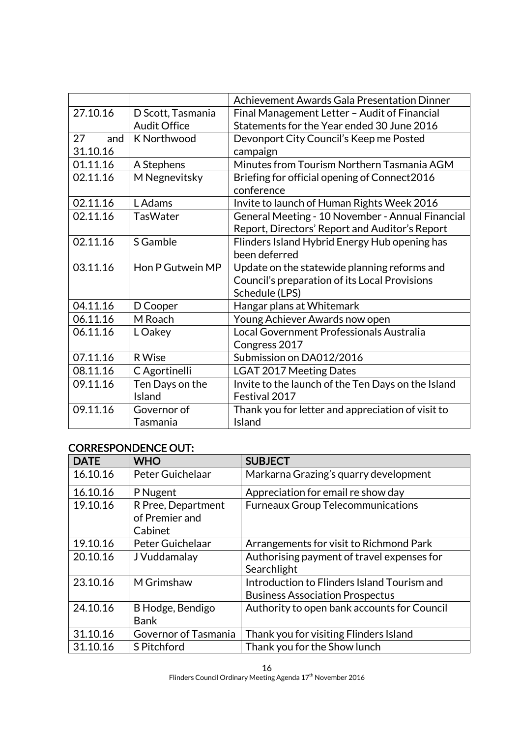| | | |
|---|---|---|
| | | Achievement Awards Gala Presentation Dinner |
| 27.10.16 | D Scott, Tasmania Audit Office | Final Management Letter – Audit of Financial Statements for the Year ended 30 June 2016 |
| 27 and 31.10.16 | K Northwood | Devonport City Council's Keep me Posted campaign |
| 01.11.16 | A Stephens | Minutes from Tourism Northern Tasmania AGM |
| 02.11.16 | M Negnevitsky | Briefing for official opening of Connect2016 conference |
| 02.11.16 | L Adams | Invite to launch of Human Rights Week 2016 |
| 02.11.16 | TasWater | General Meeting - 10 November - Annual Financial Report, Directors' Report and Auditor's Report |
| 02.11.16 | S Gamble | Flinders Island Hybrid Energy Hub opening has been deferred |
| 03.11.16 | Hon P Gutwein MP | Update on the statewide planning reforms and Council's preparation of its Local Provisions Schedule (LPS) |
| 04.11.16 | D Cooper | Hangar plans at Whitemark |
| 06.11.16 | M Roach | Young Achiever Awards now open |
| 06.11.16 | L Oakey | Local Government Professionals Australia Congress 2017 |
| 07.11.16 | R Wise | Submission on DA012/2016 |
| 08.11.16 | C Agortinelli | LGAT 2017 Meeting Dates |
| 09.11.16 | Ten Days on the Island | Invite to the launch of the Ten Days on the Island Festival 2017 |
| 09.11.16 | Governor of Tasmania | Thank you for letter and appreciation of visit to Island |

## CORRESPONDENCE OUT:

| DATE | WHO | SUBJECT |
|---|---|---|
| 16.10.16 | Peter Guichelaar | Markarna Grazing's quarry development |
| 16.10.16 | P Nugent | Appreciation for email re show day |
| 19.10.16 | R Pree, Department of Premier and Cabinet | Furneaux Group Telecommunications |
| 19.10.16 | Peter Guichelaar | Arrangements for visit to Richmond Park |
| 20.10.16 | J Vuddamalay | Authorising payment of travel expenses for Searchlight |
| 23.10.16 | M Grimshaw | Introduction to Flinders Island Tourism and Business Association Prospectus |
| 24.10.16 | B Hodge, Bendigo Bank | Authority to open bank accounts for Council |
| 31.10.16 | Governor of Tasmania | Thank you for visiting Flinders Island |
| 31.10.16 | S Pitchford | Thank you for the Show lunch |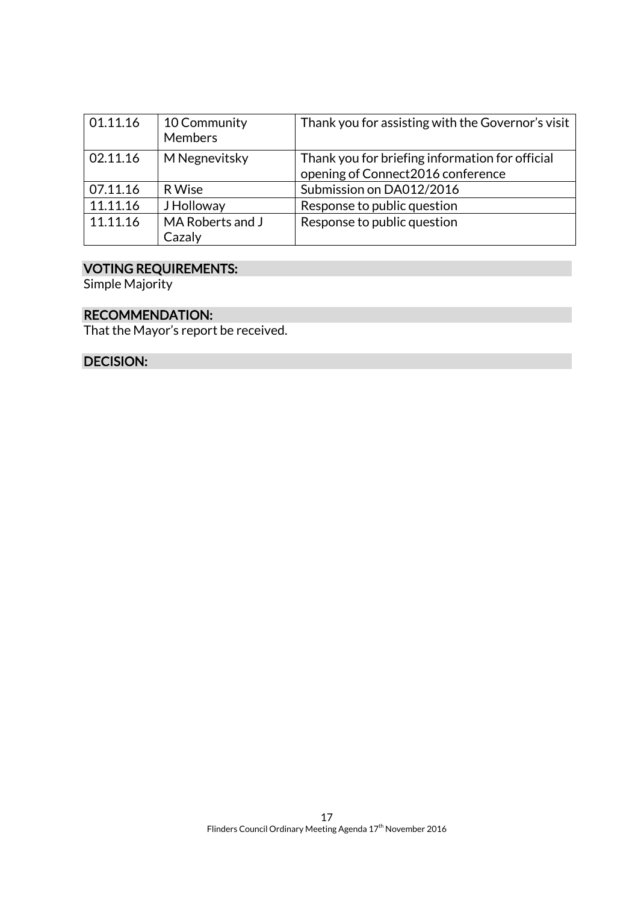| 01.11.16 | 10 Community Members | Thank you for assisting with the Governor's visit |
|---|---|---|
| 02.11.16 | M Negnevitsky | Thank you for briefing information for official opening of Connect2016 conference |
| 07.11.16 | R Wise | Submission on DA012/2016 |
| 11.11.16 | J Holloway | Response to public question |
| 11.11.16 | MA Roberts and J Cazaly | Response to public question |

## VOTING REQUIREMENTS:

Simple Majority

## RECOMMENDATION:

That the Mayor's report be received.

## DECISION: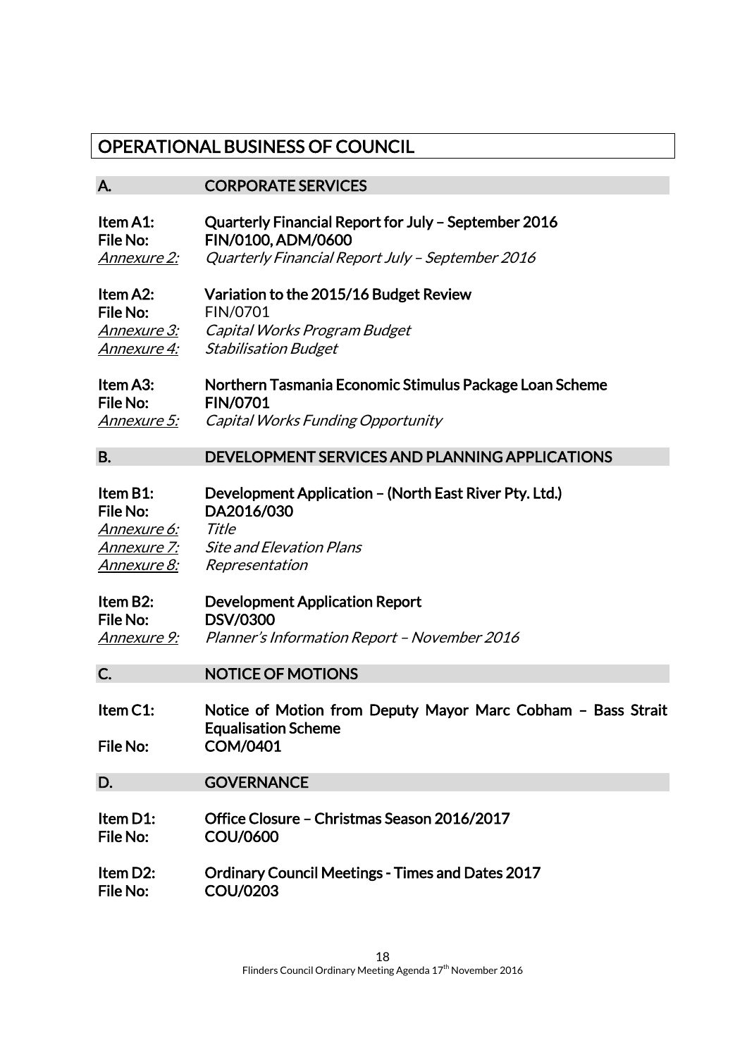# OPERATIONAL BUSINESS OF COUNCIL

## A. CORPORATE SERVICES

**Item A1:** **Quarterly Financial Report for July – September 2016**
**File No:** **FIN/0100, ADM/0600**
*Annexure 2:* *Quarterly Financial Report July – September 2016*

**Item A2:** **Variation to the 2015/16 Budget Review**
**File No:** FIN/0701
*Annexure 3:* *Capital Works Program Budget*
*Annexure 4:* *Stabilisation Budget*

**Item A3:** **Northern Tasmania Economic Stimulus Package Loan Scheme**
**File No:** **FIN/0701**
*Annexure 5:* *Capital Works Funding Opportunity*

## B. DEVELOPMENT SERVICES AND PLANNING APPLICATIONS

**Item B1:** **Development Application – (North East River Pty. Ltd.)**
**File No:** **DA2016/030**
*Annexure 6:* *Title*
*Annexure 7:* *Site and Elevation Plans*
*Annexure 8:* *Representation*

**Item B2:** **Development Application Report**
**File No:** **DSV/0300**
*Annexure 9:* *Planner's Information Report – November 2016*

## C. NOTICE OF MOTIONS

**Item C1:** **Notice of Motion from Deputy Mayor Marc Cobham – Bass Strait Equalisation Scheme**
**File No:** **COM/0401**

## D. GOVERNANCE

**Item D1:** **Office Closure – Christmas Season 2016/2017**
**File No:** **COU/0600**

**Item D2:** **Ordinary Council Meetings - Times and Dates 2017**
**File No:** **COU/0203**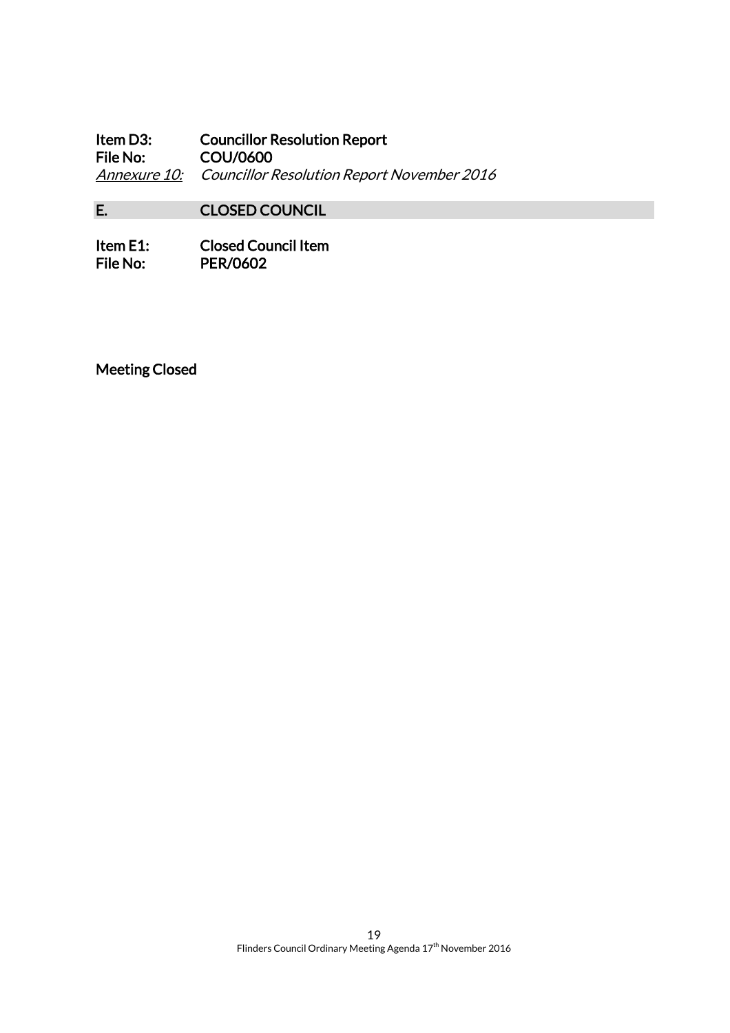**Item D3:** **Councillor Resolution Report**
**File No:** **COU/0600**
*Annexure 10:* *Councillor Resolution Report November 2016*

## E. CLOSED COUNCIL

**Item E1:** **Closed Council Item**
**File No:** **PER/0602**

Meeting Closed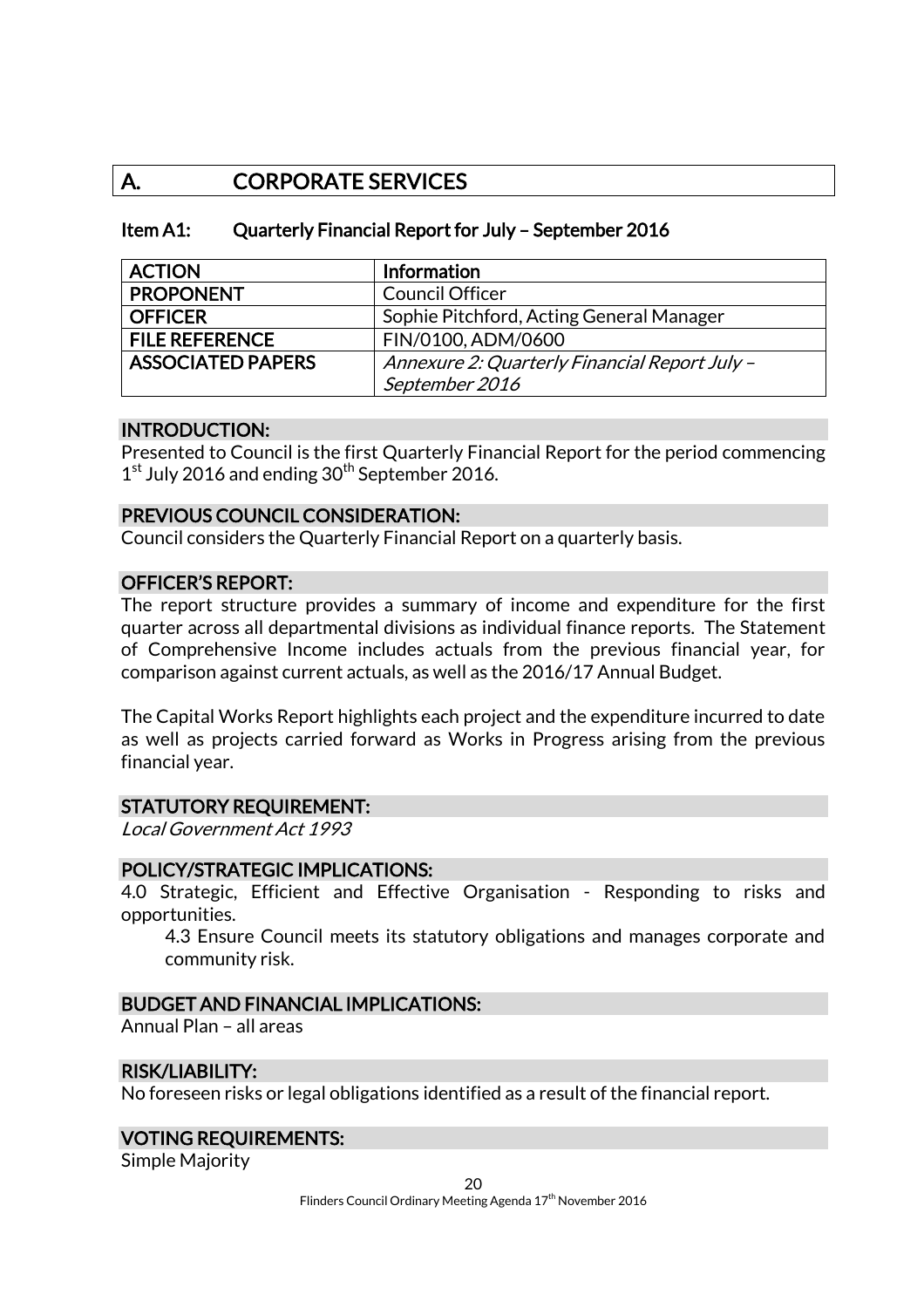# A. CORPORATE SERVICES

## Item A1: Quarterly Financial Report for July – September 2016

| ACTION | Information |
|---|---|
| PROPONENT | Council Officer |
| OFFICER | Sophie Pitchford, Acting General Manager |
| FILE REFERENCE | FIN/0100, ADM/0600 |
| ASSOCIATED PAPERS | *Annexure 2: Quarterly Financial Report July – September 2016* |

### INTRODUCTION:

Presented to Council is the first Quarterly Financial Report for the period commencing 1st July 2016 and ending 30th September 2016.

### PREVIOUS COUNCIL CONSIDERATION:

Council considers the Quarterly Financial Report on a quarterly basis.

### OFFICER'S REPORT:

The report structure provides a summary of income and expenditure for the first quarter across all departmental divisions as individual finance reports. The Statement of Comprehensive Income includes actuals from the previous financial year, for comparison against current actuals, as well as the 2016/17 Annual Budget.

The Capital Works Report highlights each project and the expenditure incurred to date as well as projects carried forward as Works in Progress arising from the previous financial year.

### STATUTORY REQUIREMENT:

*Local Government Act 1993*

### POLICY/STRATEGIC IMPLICATIONS:

4.0 Strategic, Efficient and Effective Organisation - Responding to risks and opportunities.

4.3 Ensure Council meets its statutory obligations and manages corporate and community risk.

### BUDGET AND FINANCIAL IMPLICATIONS:

Annual Plan – all areas

### RISK/LIABILITY:

No foreseen risks or legal obligations identified as a result of the financial report.

### VOTING REQUIREMENTS:

Simple Majority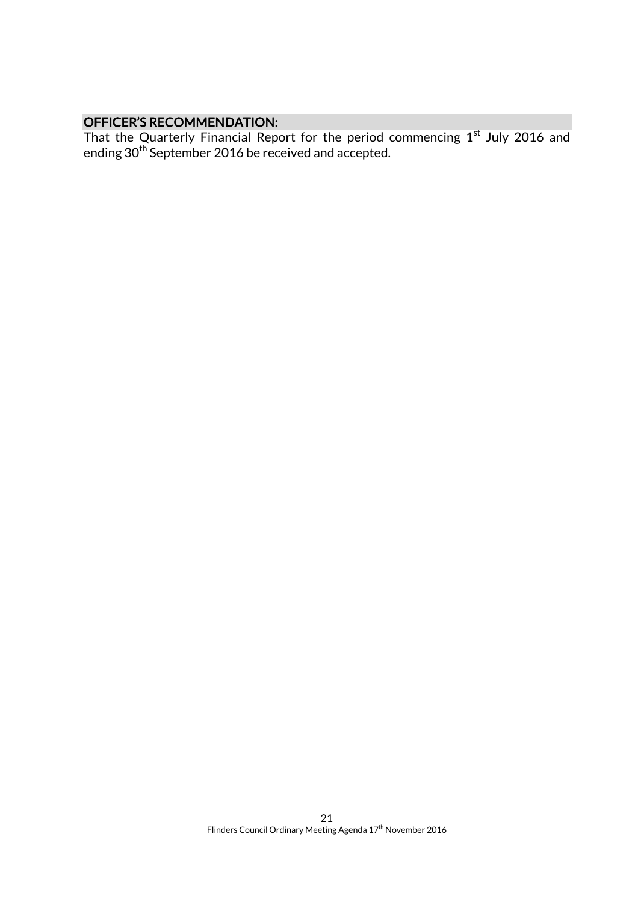## OFFICER'S RECOMMENDATION:

That the Quarterly Financial Report for the period commencing 1st July 2016 and ending 30th September 2016 be received and accepted.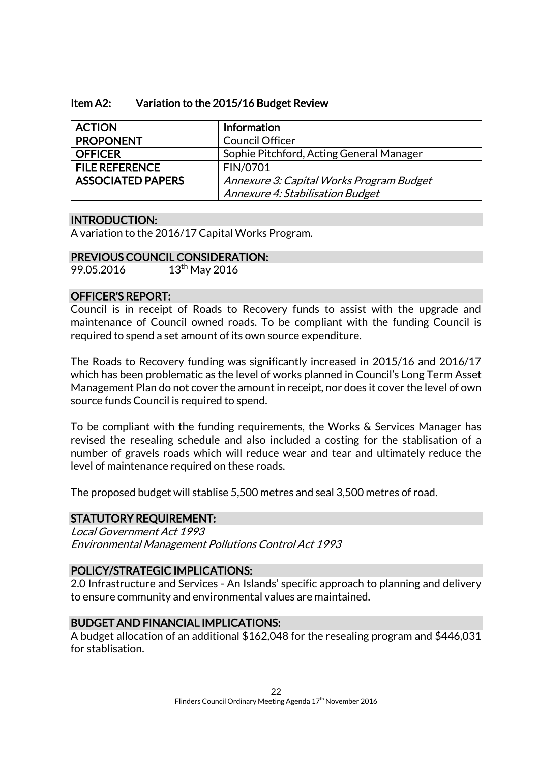### Item A2: Variation to the 2015/16 Budget Review

| ACTION | Information |
|---|---|
| PROPONENT | Council Officer |
| OFFICER | Sophie Pitchford, Acting General Manager |
| FILE REFERENCE | FIN/0701 |
| ASSOCIATED PAPERS | *Annexure 3: Capital Works Program Budget*<br>*Annexure 4: Stabilisation Budget* |

#### INTRODUCTION:

A variation to the 2016/17 Capital Works Program.

#### PREVIOUS COUNCIL CONSIDERATION:

99.05.2016 13th May 2016

#### OFFICER'S REPORT:

Council is in receipt of Roads to Recovery funds to assist with the upgrade and maintenance of Council owned roads. To be compliant with the funding Council is required to spend a set amount of its own source expenditure.

The Roads to Recovery funding was significantly increased in 2015/16 and 2016/17 which has been problematic as the level of works planned in Council's Long Term Asset Management Plan do not cover the amount in receipt, nor does it cover the level of own source funds Council is required to spend.

To be compliant with the funding requirements, the Works & Services Manager has revised the resealing schedule and also included a costing for the stablisation of a number of gravels roads which will reduce wear and tear and ultimately reduce the level of maintenance required on these roads.

The proposed budget will stablise 5,500 metres and seal 3,500 metres of road.

#### STATUTORY REQUIREMENT:

*Local Government Act 1993*
*Environmental Management Pollutions Control Act 1993*

#### POLICY/STRATEGIC IMPLICATIONS:

2.0 Infrastructure and Services - An Islands' specific approach to planning and delivery to ensure community and environmental values are maintained.

#### BUDGET AND FINANCIAL IMPLICATIONS:

A budget allocation of an additional $162,048 for the resealing program and $446,031 for stablisation.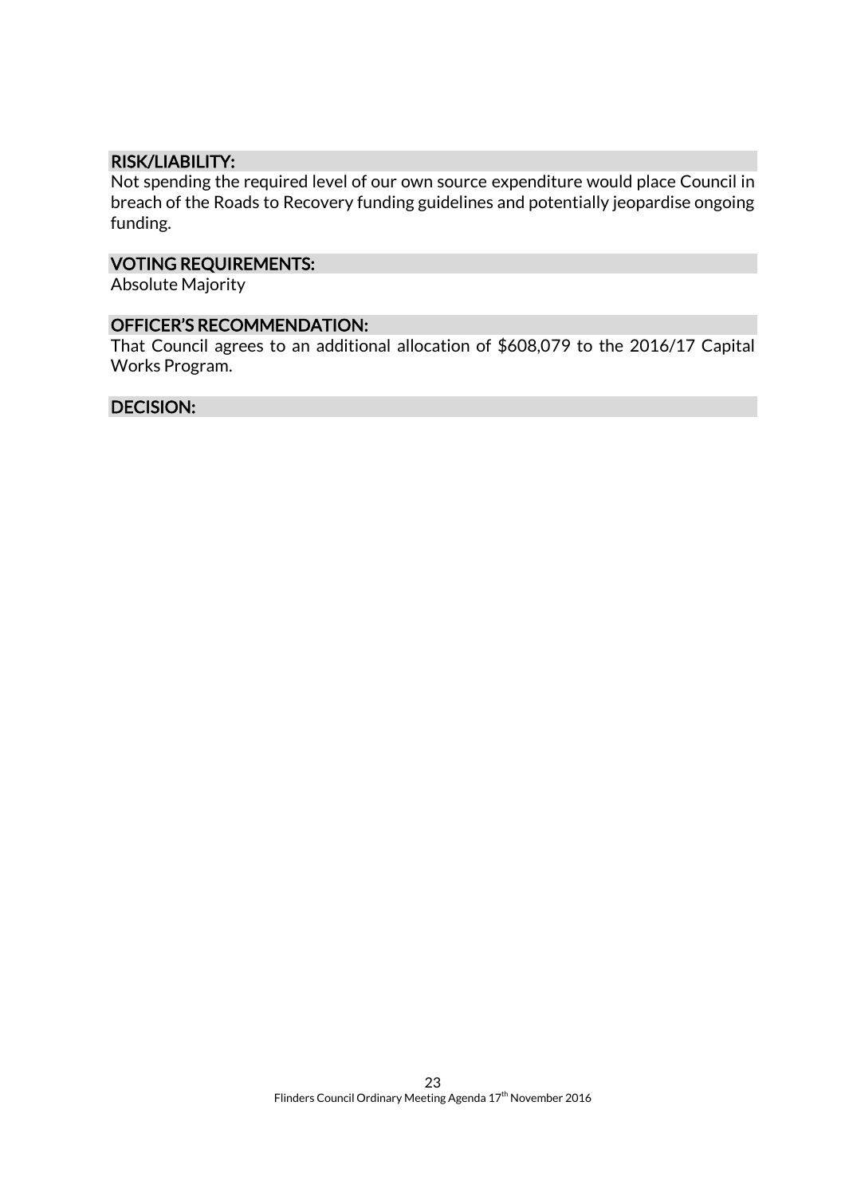### RISK/LIABILITY:

Not spending the required level of our own source expenditure would place Council in breach of the Roads to Recovery funding guidelines and potentially jeopardise ongoing funding.

### VOTING REQUIREMENTS:

Absolute Majority

### OFFICER'S RECOMMENDATION:

That Council agrees to an additional allocation of $608,079 to the 2016/17 Capital Works Program.

### DECISION: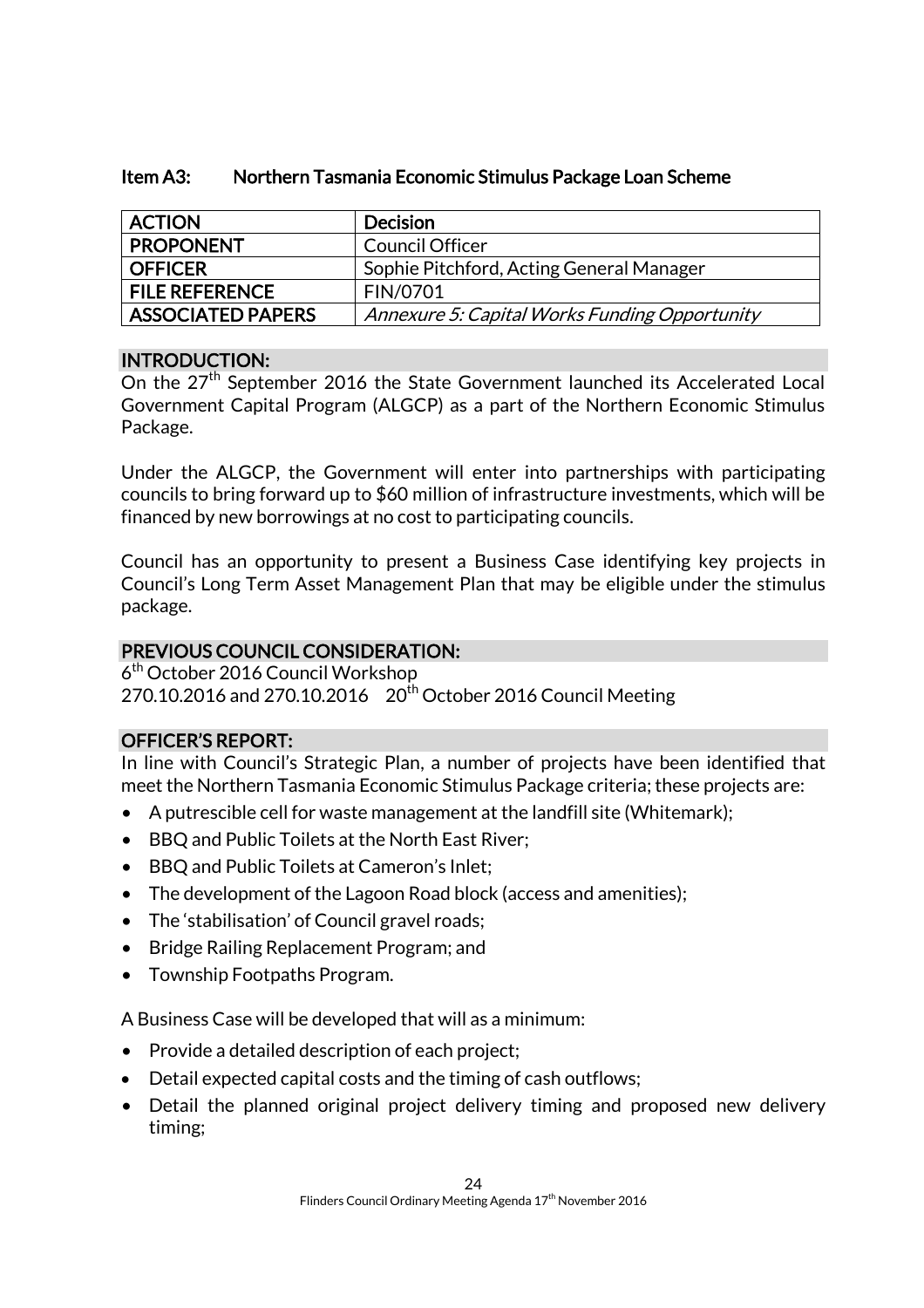### Item A3: Northern Tasmania Economic Stimulus Package Loan Scheme

| ACTION | Decision |
|---|---|
| PROPONENT | Council Officer |
| OFFICER | Sophie Pitchford, Acting General Manager |
| FILE REFERENCE | FIN/0701 |
| ASSOCIATED PAPERS | *Annexure 5: Capital Works Funding Opportunity* |

#### INTRODUCTION:

On the 27th September 2016 the State Government launched its Accelerated Local Government Capital Program (ALGCP) as a part of the Northern Economic Stimulus Package.

Under the ALGCP, the Government will enter into partnerships with participating councils to bring forward up to $60 million of infrastructure investments, which will be financed by new borrowings at no cost to participating councils.

Council has an opportunity to present a Business Case identifying key projects in Council's Long Term Asset Management Plan that may be eligible under the stimulus package.

#### PREVIOUS COUNCIL CONSIDERATION:

6th October 2016 Council Workshop
270.10.2016 and 270.10.2016 20th October 2016 Council Meeting

#### OFFICER'S REPORT:

In line with Council's Strategic Plan, a number of projects have been identified that meet the Northern Tasmania Economic Stimulus Package criteria; these projects are:

- A putrescible cell for waste management at the landfill site (Whitemark);
- BBQ and Public Toilets at the North East River;
- BBQ and Public Toilets at Cameron's Inlet;
- The development of the Lagoon Road block (access and amenities);
- The 'stabilisation' of Council gravel roads;
- Bridge Railing Replacement Program; and
- Township Footpaths Program.

A Business Case will be developed that will as a minimum:

- Provide a detailed description of each project;
- Detail expected capital costs and the timing of cash outflows;
- Detail the planned original project delivery timing and proposed new delivery timing;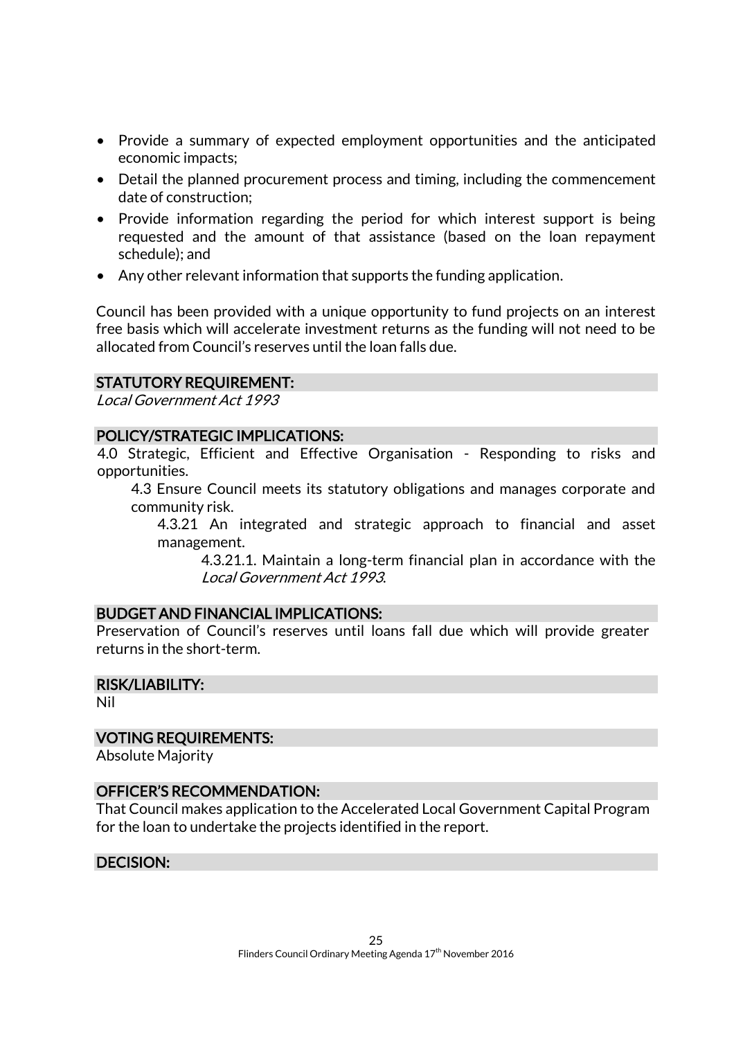- Provide a summary of expected employment opportunities and the anticipated economic impacts;
- Detail the planned procurement process and timing, including the commencement date of construction;
- Provide information regarding the period for which interest support is being requested and the amount of that assistance (based on the loan repayment schedule); and
- Any other relevant information that supports the funding application.

Council has been provided with a unique opportunity to fund projects on an interest free basis which will accelerate investment returns as the funding will not need to be allocated from Council's reserves until the loan falls due.

## STATUTORY REQUIREMENT:

*Local Government Act 1993*

## POLICY/STRATEGIC IMPLICATIONS:

4.0 Strategic, Efficient and Effective Organisation - Responding to risks and opportunities.

4.3 Ensure Council meets its statutory obligations and manages corporate and community risk.

4.3.21 An integrated and strategic approach to financial and asset management.

4.3.21.1. Maintain a long-term financial plan in accordance with the *Local Government Act 1993*.

## BUDGET AND FINANCIAL IMPLICATIONS:

Preservation of Council's reserves until loans fall due which will provide greater returns in the short-term.

## RISK/LIABILITY:

Nil

## VOTING REQUIREMENTS:

Absolute Majority

## OFFICER'S RECOMMENDATION:

That Council makes application to the Accelerated Local Government Capital Program for the loan to undertake the projects identified in the report.

## DECISION: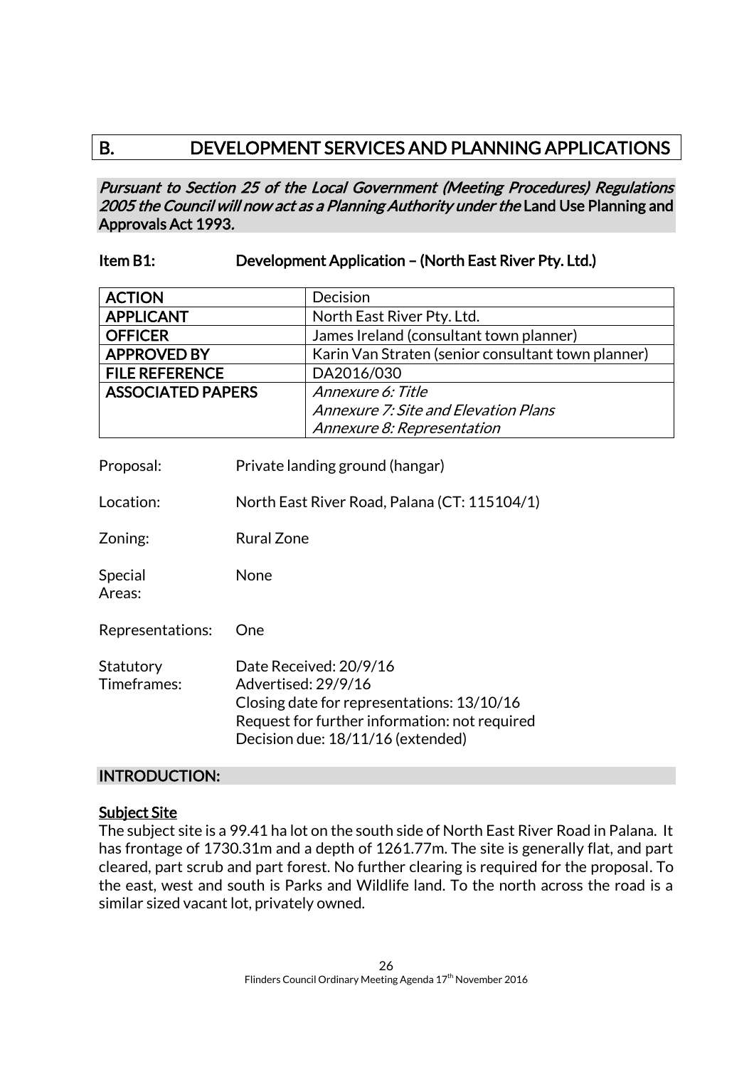# B. DEVELOPMENT SERVICES AND PLANNING APPLICATIONS

*Pursuant to Section 25 of the Local Government (Meeting Procedures) Regulations 2005 the Council will now act as a Planning Authority under the* **Land Use Planning and Approvals Act 1993.**

**Item B1: Development Application – (North East River Pty. Ltd.)**

| | |
|---|---|
| **ACTION** | Decision |
| **APPLICANT** | North East River Pty. Ltd. |
| **OFFICER** | James Ireland (consultant town planner) |
| **APPROVED BY** | Karin Van Straten (senior consultant town planner) |
| **FILE REFERENCE** | DA2016/030 |
| **ASSOCIATED PAPERS** | *Annexure 6: Title*<br>*Annexure 7: Site and Elevation Plans*<br>*Annexure 8: Representation* |

Proposal: Private landing ground (hangar)

Location: North East River Road, Palana (CT: 115104/1)

Zoning: Rural Zone

Special Areas: None

Representations: One

Statutory Timeframes: Date Received: 20/9/16
Advertised: 29/9/16
Closing date for representations: 13/10/16
Request for further information: not required
Decision due: 18/11/16 (extended)

## INTRODUCTION:

### Subject Site

The subject site is a 99.41 ha lot on the south side of North East River Road in Palana. It has frontage of 1730.31m and a depth of 1261.77m. The site is generally flat, and part cleared, part scrub and part forest. No further clearing is required for the proposal. To the east, west and south is Parks and Wildlife land. To the north across the road is a similar sized vacant lot, privately owned.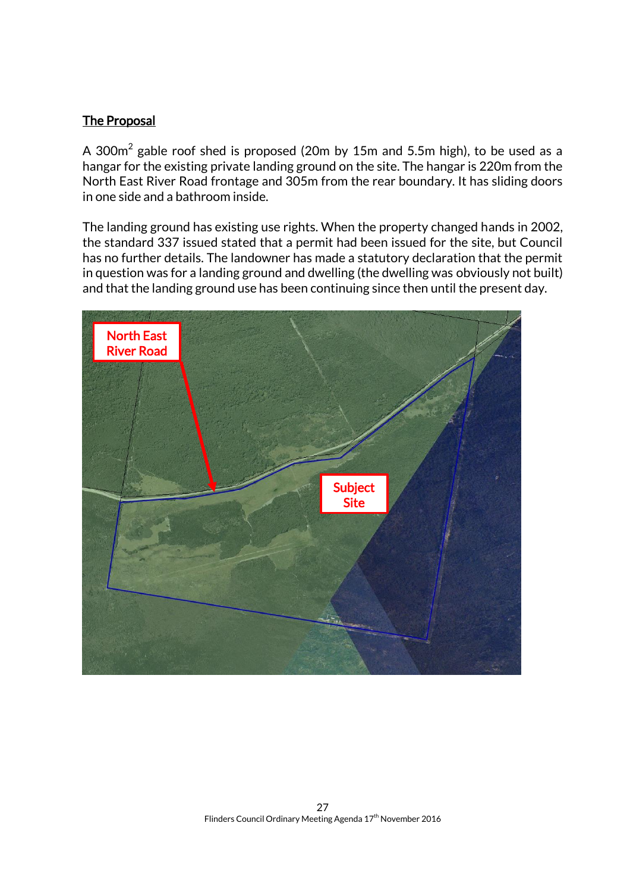## The Proposal

A $300m^2$ gable roof shed is proposed (20m by 15m and 5.5m high), to be used as a hangar for the existing private landing ground on the site. The hangar is 220m from the North East River Road frontage and 305m from the rear boundary. It has sliding doors in one side and a bathroom inside.

The landing ground has existing use rights. When the property changed hands in 2002, the standard 337 issued stated that a permit had been issued for the site, but Council has no further details. The landowner has made a statutory declaration that the permit in question was for a landing ground and dwelling (the dwelling was obviously not built) and that the landing ground use has been continuing since then until the present day.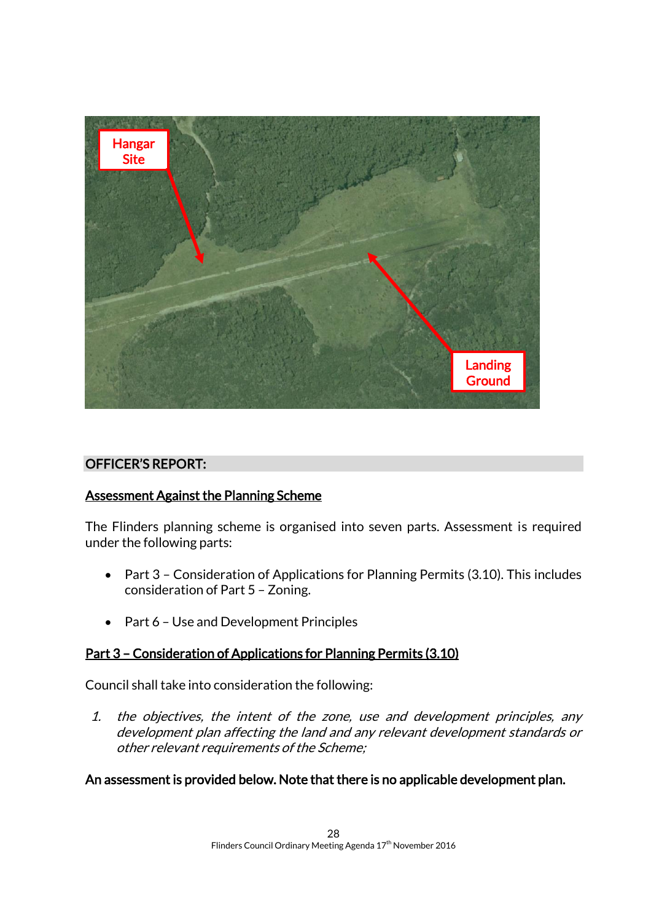Hangar Site

Landing Ground

## OFFICER'S REPORT:

**<u>Assessment Against the Planning Scheme</u>**

The Flinders planning scheme is organised into seven parts. Assessment is required under the following parts:

- Part 3 – Consideration of Applications for Planning Permits (3.10). This includes consideration of Part 5 – Zoning.
- Part 6 – Use and Development Principles

**<u>Part 3 – Consideration of Applications for Planning Permits (3.10)</u>**

Council shall take into consideration the following:

1. *the objectives, the intent of the zone, use and development principles, any development plan affecting the land and any relevant development standards or other relevant requirements of the Scheme;*

**An assessment is provided below. Note that there is no applicable development plan.**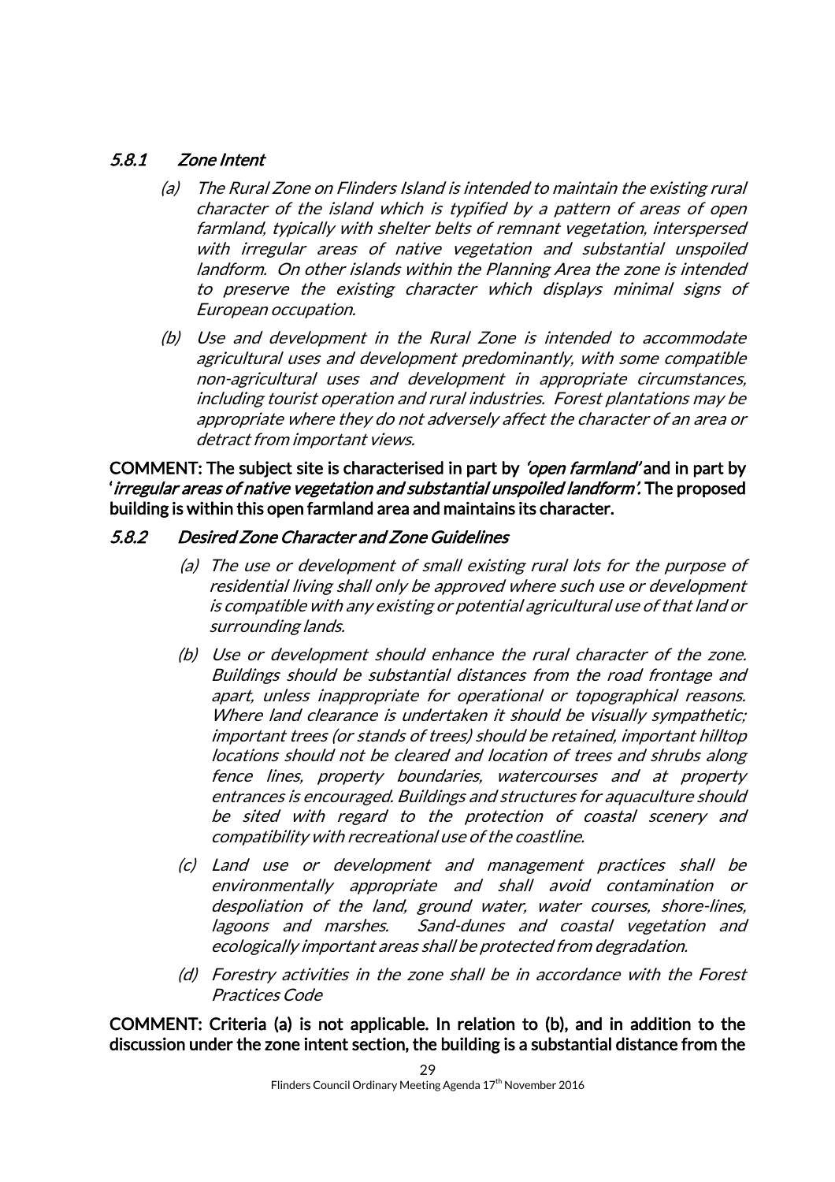### *5.8.1 Zone Intent*

*(a) The Rural Zone on Flinders Island is intended to maintain the existing rural character of the island which is typified by a pattern of areas of open farmland, typically with shelter belts of remnant vegetation, interspersed with irregular areas of native vegetation and substantial unspoiled landform. On other islands within the Planning Area the zone is intended to preserve the existing character which displays minimal signs of European occupation.*

*(b) Use and development in the Rural Zone is intended to accommodate agricultural uses and development predominantly, with some compatible non-agricultural uses and development in appropriate circumstances, including tourist operation and rural industries. Forest plantations may be appropriate where they do not adversely affect the character of an area or detract from important views.*

**COMMENT: The subject site is characterised in part by *'open farmland'* and in part by '*irregular areas of native vegetation and substantial unspoiled landform'*. The proposed building is within this open farmland area and maintains its character.**

### *5.8.2 Desired Zone Character and Zone Guidelines*

*(a) The use or development of small existing rural lots for the purpose of residential living shall only be approved where such use or development is compatible with any existing or potential agricultural use of that land or surrounding lands.*

*(b) Use or development should enhance the rural character of the zone. Buildings should be substantial distances from the road frontage and apart, unless inappropriate for operational or topographical reasons. Where land clearance is undertaken it should be visually sympathetic; important trees (or stands of trees) should be retained, important hilltop locations should not be cleared and location of trees and shrubs along fence lines, property boundaries, watercourses and at property entrances is encouraged. Buildings and structures for aquaculture should be sited with regard to the protection of coastal scenery and compatibility with recreational use of the coastline.*

*(c) Land use or development and management practices shall be environmentally appropriate and shall avoid contamination or despoliation of the land, ground water, water courses, shore-lines, lagoons and marshes. Sand-dunes and coastal vegetation and ecologically important areas shall be protected from degradation.*

*(d) Forestry activities in the zone shall be in accordance with the Forest Practices Code*

**COMMENT: Criteria (a) is not applicable. In relation to (b), and in addition to the discussion under the zone intent section, the building is a substantial distance from the**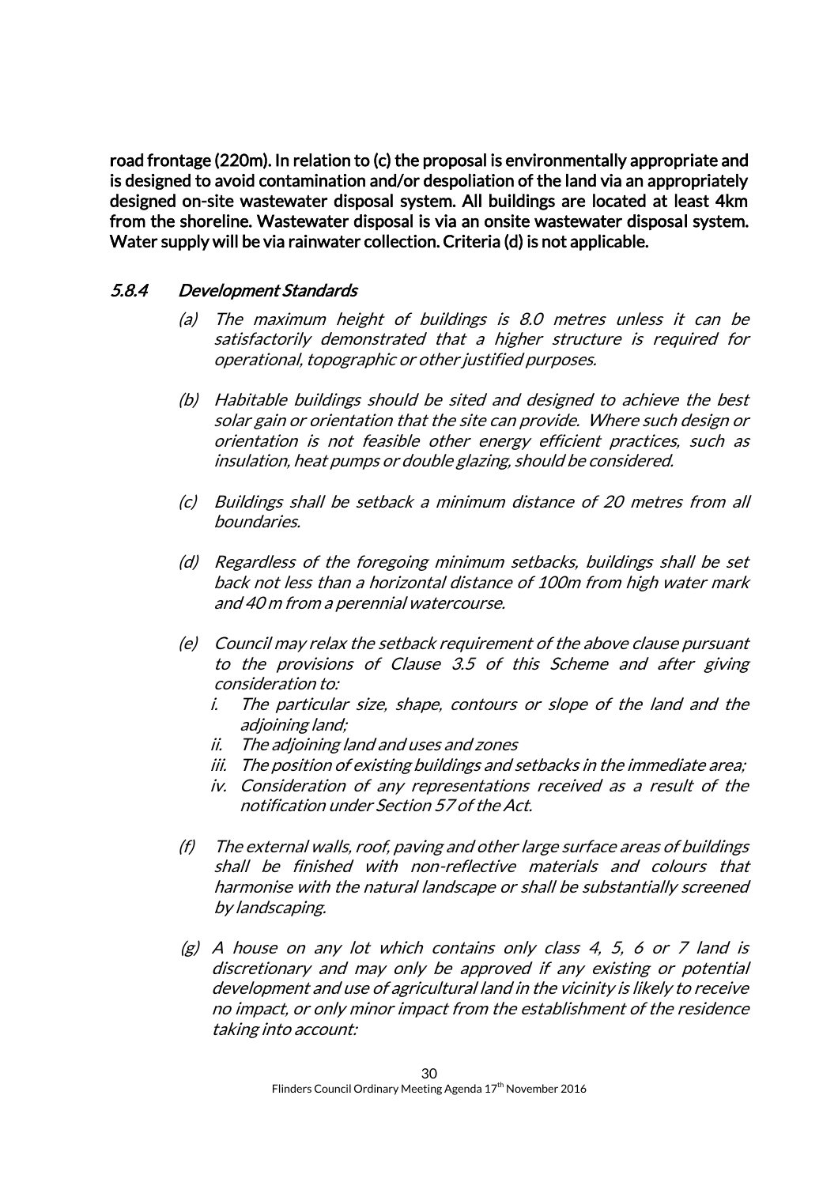**road frontage (220m). In relation to (c) the proposal is environmentally appropriate and is designed to avoid contamination and/or despoliation of the land via an appropriately designed on-site wastewater disposal system. All buildings are located at least 4km from the shoreline. Wastewater disposal is via an onsite wastewater disposal system. Water supply will be via rainwater collection. Criteria (d) is not applicable.**

### *5.8.4 Development Standards*

*(a) The maximum height of buildings is 8.0 metres unless it can be satisfactorily demonstrated that a higher structure is required for operational, topographic or other justified purposes.*

*(b) Habitable buildings should be sited and designed to achieve the best solar gain or orientation that the site can provide. Where such design or orientation is not feasible other energy efficient practices, such as insulation, heat pumps or double glazing, should be considered.*

*(c) Buildings shall be setback a minimum distance of 20 metres from all boundaries.*

*(d) Regardless of the foregoing minimum setbacks, buildings shall be set back not less than a horizontal distance of 100m from high water mark and 40 m from a perennial watercourse.*

*(e) Council may relax the setback requirement of the above clause pursuant to the provisions of Clause 3.5 of this Scheme and after giving consideration to:*

*i. The particular size, shape, contours or slope of the land and the adjoining land;*

*ii. The adjoining land and uses and zones*

*iii. The position of existing buildings and setbacks in the immediate area;*

*iv. Consideration of any representations received as a result of the notification under Section 57 of the Act.*

*(f) The external walls, roof, paving and other large surface areas of buildings shall be finished with non-reflective materials and colours that harmonise with the natural landscape or shall be substantially screened by landscaping.*

*(g) A house on any lot which contains only class 4, 5, 6 or 7 land is discretionary and may only be approved if any existing or potential development and use of agricultural land in the vicinity is likely to receive no impact, or only minor impact from the establishment of the residence taking into account:*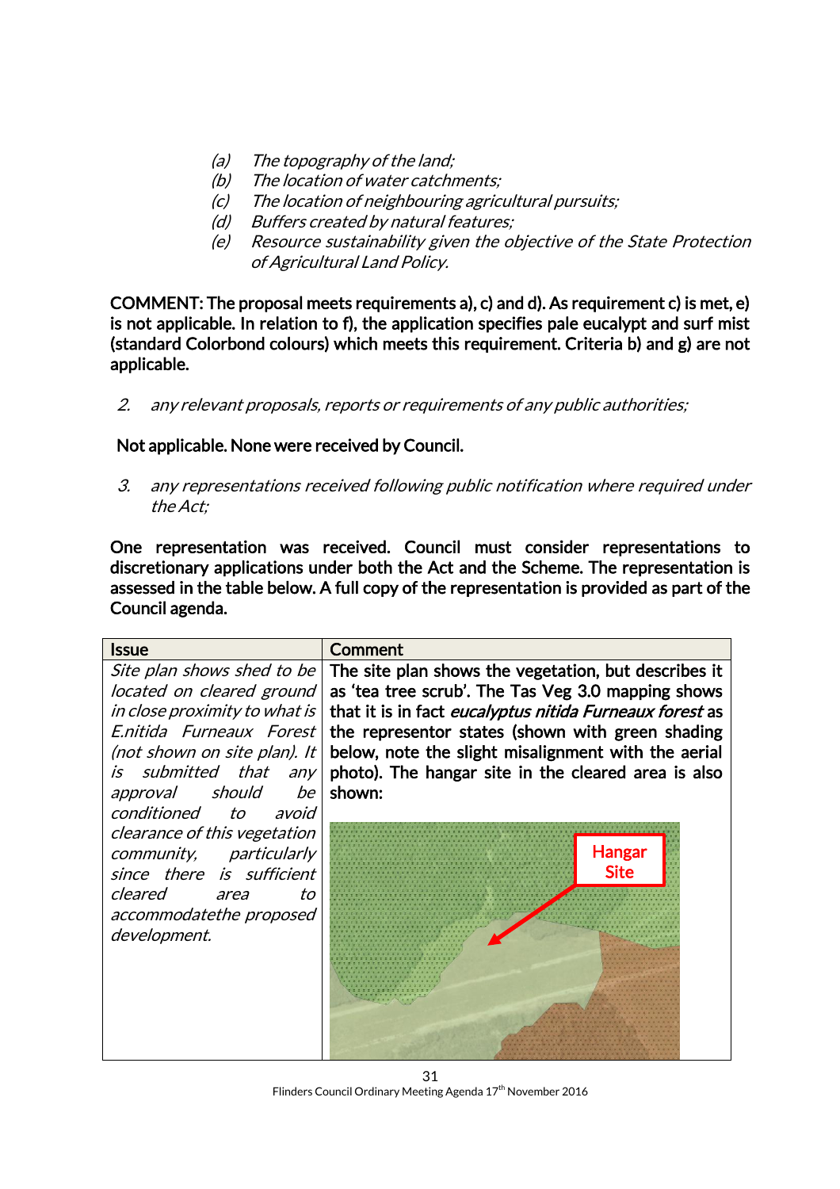*(a)* *The topography of the land;*
*(b)* *The location of water catchments;*
*(c)* *The location of neighbouring agricultural pursuits;*
*(d)* *Buffers created by natural features;*
*(e)* *Resource sustainability given the objective of the State Protection of Agricultural Land Policy.*

**COMMENT: The proposal meets requirements a), c) and d). As requirement c) is met, e) is not applicable. In relation to f), the application specifies pale eucalypt and surf mist (standard Colorbond colours) which meets this requirement. Criteria b) and g) are not applicable.**

*2.* *any relevant proposals, reports or requirements of any public authorities;*

**Not applicable. None were received by Council.**

*3.* *any representations received following public notification where required under the Act;*

**One representation was received. Council must consider representations to discretionary applications under both the Act and the Scheme. The representation is assessed in the table below. A full copy of the representation is provided as part of the Council agenda.**

| Issue | Comment |
| --- | --- |
| *Site plan shows shed to be located on cleared ground in close proximity to what is E.nitida Furneaux Forest (not shown on site plan). It is submitted that any approval should be conditioned to avoid clearance of this vegetation community, particularly since there is sufficient cleared area to accommodatethe proposed development.* | **The site plan shows the vegetation, but describes it as 'tea tree scrub'. The Tas Veg 3.0 mapping shows that it is in fact *eucalyptus nitida Furneaux forest* as the representor states (shown with green shading below, note the slight misalignment with the aerial photo). The hangar site in the cleared area is also shown:** Hangar Site |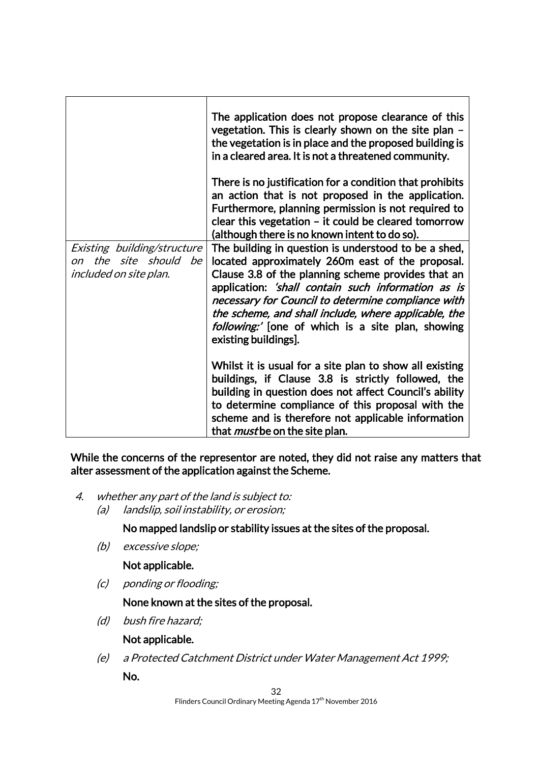| | |
|---|---|
| | **The application does not propose clearance of this vegetation. This is clearly shown on the site plan – the vegetation is in place and the proposed building is in a cleared area. It is not a threatened community.**<br><br>**There is no justification for a condition that prohibits an action that is not proposed in the application. Furthermore, planning permission is not required to clear this vegetation – it could be cleared tomorrow (although there is no known intent to do so).** |
| *Existing building/structure on the site should be included on site plan.* | **The building in question is understood to be a shed, located approximately 260m east of the proposal. Clause 3.8 of the planning scheme provides that an application: *'shall contain such information as is necessary for Council to determine compliance with the scheme, and shall include, where applicable, the following:'* [one of which is a site plan, showing existing buildings].**<br><br>**Whilst it is usual for a site plan to show all existing buildings, if Clause 3.8 is strictly followed, the building in question does not affect Council's ability to determine compliance of this proposal with the scheme and is therefore not applicable information that *must* be on the site plan.** |

**While the concerns of the representor are noted, they did not raise any matters that alter assessment of the application against the Scheme.**

4. *whether any part of the land is subject to:*
   (a) *landslip, soil instability, or erosion;*

   **No mapped landslip or stability issues at the sites of the proposal.**

   (b) *excessive slope;*

   **Not applicable.**

   (c) *ponding or flooding;*

   **None known at the sites of the proposal.**

   (d) *bush fire hazard;*

   **Not applicable.**

   (e) *a Protected Catchment District under Water Management Act 1999;*

   **No.**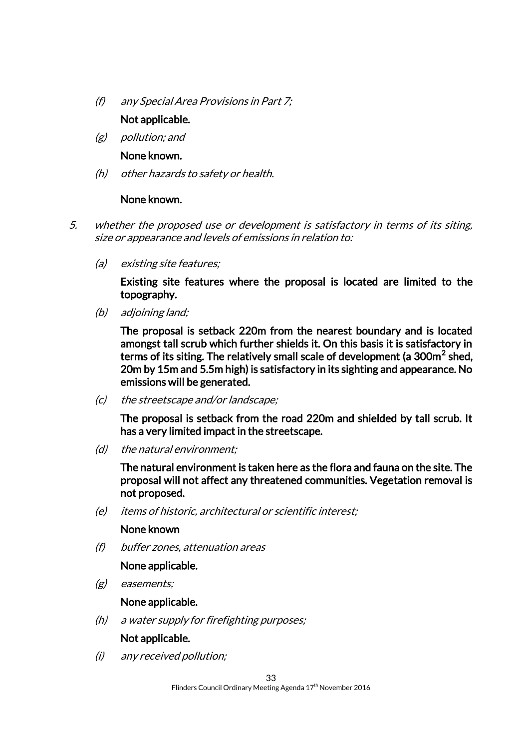(f) *any Special Area Provisions in Part 7;*

**Not applicable.**

(g) *pollution; and*

**None known.**

(h) *other hazards to safety or health.*

**None known.**

5. *whether the proposed use or development is satisfactory in terms of its siting, size or appearance and levels of emissions in relation to:*

(a) *existing site features;*

**Existing site features where the proposal is located are limited to the topography.**

(b) *adjoining land;*

**The proposal is setback 220m from the nearest boundary and is located amongst tall scrub which further shields it. On this basis it is satisfactory in terms of its siting. The relatively small scale of development (a 300m$^2$ shed, 20m by 15m and 5.5m high) is satisfactory in its sighting and appearance. No emissions will be generated.**

(c) *the streetscape and/or landscape;*

**The proposal is setback from the road 220m and shielded by tall scrub. It has a very limited impact in the streetscape.**

(d) *the natural environment;*

**The natural environment is taken here as the flora and fauna on the site. The proposal will not affect any threatened communities. Vegetation removal is not proposed.**

(e) *items of historic, architectural or scientific interest;*

**None known**

(f) *buffer zones, attenuation areas*

**None applicable.**

(g) *easements;*

**None applicable.**

(h) *a water supply for firefighting purposes;*

**Not applicable.**

(i) *any received pollution;*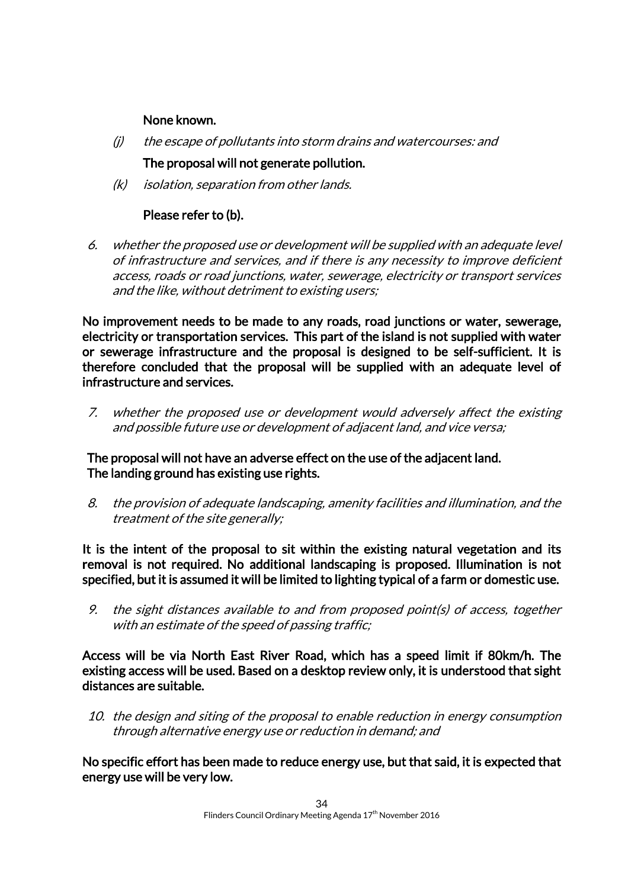**None known.**

(j) *the escape of pollutants into storm drains and watercourses: and*

**The proposal will not generate pollution.**

(k) *isolation, separation from other lands.*

**Please refer to (b).**

6. *whether the proposed use or development will be supplied with an adequate level of infrastructure and services, and if there is any necessity to improve deficient access, roads or road junctions, water, sewerage, electricity or transport services and the like, without detriment to existing users;*

**No improvement needs to be made to any roads, road junctions or water, sewerage, electricity or transportation services. This part of the island is not supplied with water or sewerage infrastructure and the proposal is designed to be self-sufficient. It is therefore concluded that the proposal will be supplied with an adequate level of infrastructure and services.**

7. *whether the proposed use or development would adversely affect the existing and possible future use or development of adjacent land, and vice versa;*

**The proposal will not have an adverse effect on the use of the adjacent land. The landing ground has existing use rights.**

8. *the provision of adequate landscaping, amenity facilities and illumination, and the treatment of the site generally;*

**It is the intent of the proposal to sit within the existing natural vegetation and its removal is not required. No additional landscaping is proposed. Illumination is not specified, but it is assumed it will be limited to lighting typical of a farm or domestic use.**

9. *the sight distances available to and from proposed point(s) of access, together with an estimate of the speed of passing traffic;*

**Access will be via North East River Road, which has a speed limit if 80km/h. The existing access will be used. Based on a desktop review only, it is understood that sight distances are suitable.**

10. *the design and siting of the proposal to enable reduction in energy consumption through alternative energy use or reduction in demand; and*

**No specific effort has been made to reduce energy use, but that said, it is expected that energy use will be very low.**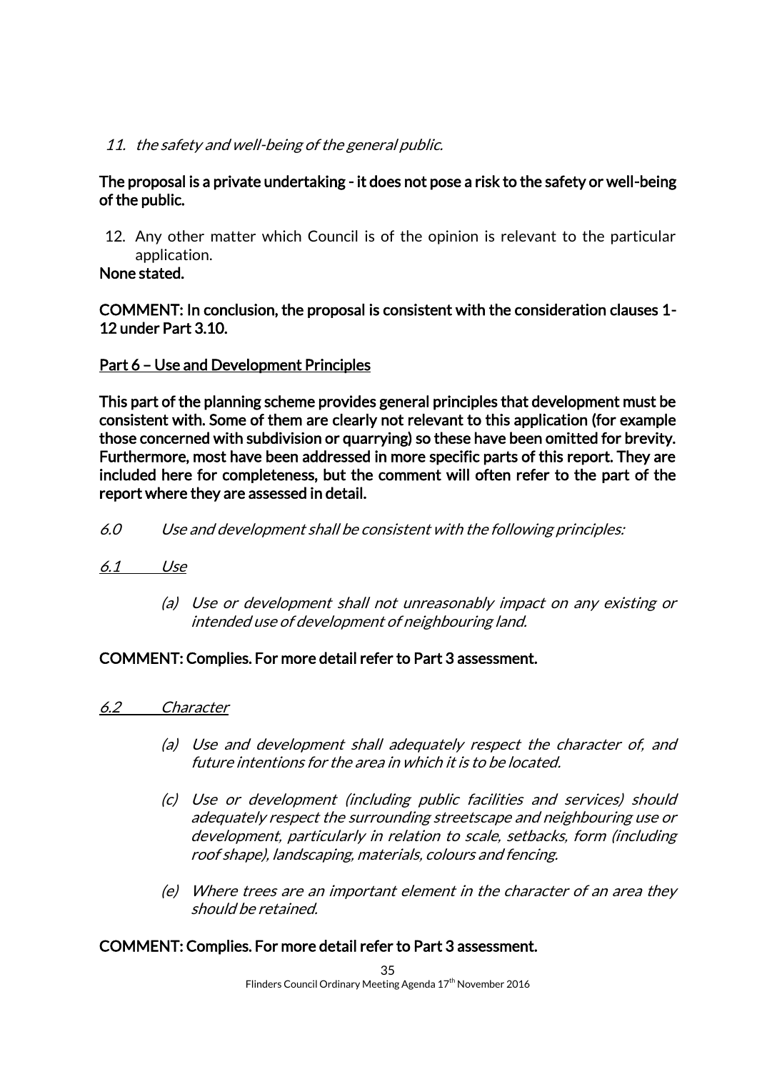11. *the safety and well-being of the general public.*

**The proposal is a private undertaking - it does not pose a risk to the safety or well-being of the public.**

12. Any other matter which Council is of the opinion is relevant to the particular application.

**None stated.**

**COMMENT: In conclusion, the proposal is consistent with the consideration clauses 1-12 under Part 3.10.**

**Part 6 – Use and Development Principles**

**This part of the planning scheme provides general principles that development must be consistent with. Some of them are clearly not relevant to this application (for example those concerned with subdivision or quarrying) so these have been omitted for brevity. Furthermore, most have been addressed in more specific parts of this report. They are included here for completeness, but the comment will often refer to the part of the report where they are assessed in detail.**

*6.0 Use and development shall be consistent with the following principles:*

*6.1 Use*

(a) *Use or development shall not unreasonably impact on any existing or intended use of development of neighbouring land.*

**COMMENT: Complies. For more detail refer to Part 3 assessment.**

*6.2 Character*

(a) *Use and development shall adequately respect the character of, and future intentions for the area in which it is to be located.*

(c) *Use or development (including public facilities and services) should adequately respect the surrounding streetscape and neighbouring use or development, particularly in relation to scale, setbacks, form (including roof shape), landscaping, materials, colours and fencing.*

(e) *Where trees are an important element in the character of an area they should be retained.*

**COMMENT: Complies. For more detail refer to Part 3 assessment.**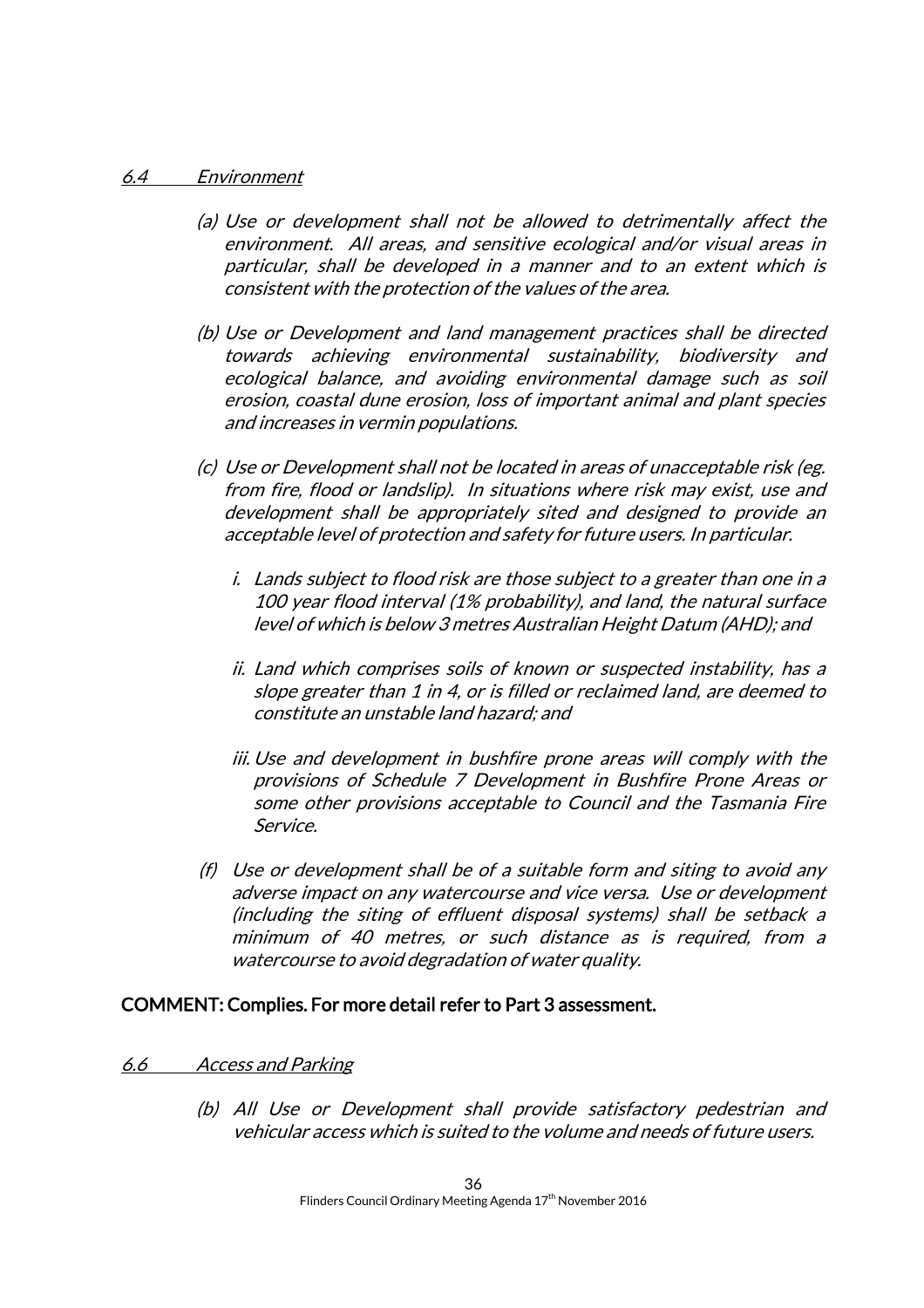*<u>6.4 Environment</u>*

*(a) Use or development shall not be allowed to detrimentally affect the environment. All areas, and sensitive ecological and/or visual areas in particular, shall be developed in a manner and to an extent which is consistent with the protection of the values of the area.*

*(b) Use or Development and land management practices shall be directed towards achieving environmental sustainability, biodiversity and ecological balance, and avoiding environmental damage such as soil erosion, coastal dune erosion, loss of important animal and plant species and increases in vermin populations.*

*(c) Use or Development shall not be located in areas of unacceptable risk (eg. from fire, flood or landslip). In situations where risk may exist, use and development shall be appropriately sited and designed to provide an acceptable level of protection and safety for future users. In particular.*

*i. Lands subject to flood risk are those subject to a greater than one in a 100 year flood interval (1% probability), and land, the natural surface level of which is below 3 metres Australian Height Datum (AHD); and*

*ii. Land which comprises soils of known or suspected instability, has a slope greater than 1 in 4, or is filled or reclaimed land, are deemed to constitute an unstable land hazard; and*

*iii. Use and development in bushfire prone areas will comply with the provisions of Schedule 7 Development in Bushfire Prone Areas or some other provisions acceptable to Council and the Tasmania Fire Service.*

*(f) Use or development shall be of a suitable form and siting to avoid any adverse impact on any watercourse and vice versa. Use or development (including the siting of effluent disposal systems) shall be setback a minimum of 40 metres, or such distance as is required, from a watercourse to avoid degradation of water quality.*

**COMMENT: Complies. For more detail refer to Part 3 assessment.**

*<u>6.6 Access and Parking</u>*

*(b) All Use or Development shall provide satisfactory pedestrian and vehicular access which is suited to the volume and needs of future users.*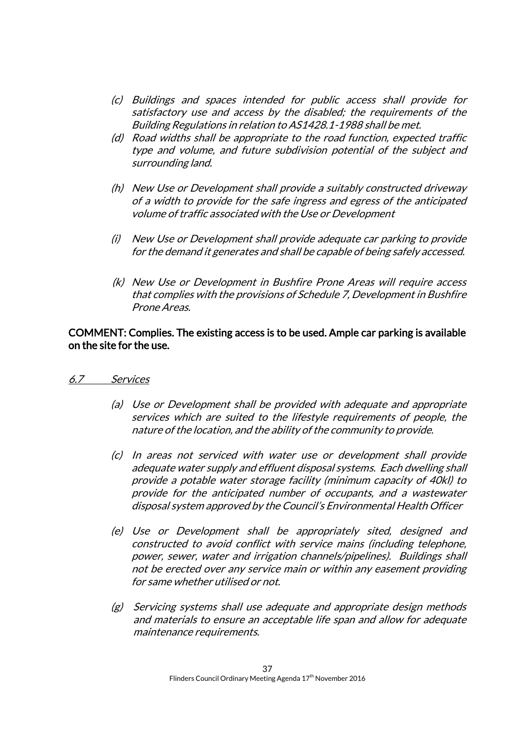- *(c) Buildings and spaces intended for public access shall provide for satisfactory use and access by the disabled; the requirements of the Building Regulations in relation to AS1428.1-1988 shall be met.*
- *(d) Road widths shall be appropriate to the road function, expected traffic type and volume, and future subdivision potential of the subject and surrounding land.*
- *(h) New Use or Development shall provide a suitably constructed driveway of a width to provide for the safe ingress and egress of the anticipated volume of traffic associated with the Use or Development*
- *(i) New Use or Development shall provide adequate car parking to provide for the demand it generates and shall be capable of being safely accessed.*
- *(k) New Use or Development in Bushfire Prone Areas will require access that complies with the provisions of Schedule 7, Development in Bushfire Prone Areas.*

**COMMENT: Complies. The existing access is to be used. Ample car parking is available on the site for the use.**

*6.7 Services*

- *(a) Use or Development shall be provided with adequate and appropriate services which are suited to the lifestyle requirements of people, the nature of the location, and the ability of the community to provide.*
- *(c) In areas not serviced with water use or development shall provide adequate water supply and effluent disposal systems. Each dwelling shall provide a potable water storage facility (minimum capacity of 40kl) to provide for the anticipated number of occupants, and a wastewater disposal system approved by the Council's Environmental Health Officer*
- *(e) Use or Development shall be appropriately sited, designed and constructed to avoid conflict with service mains (including telephone, power, sewer, water and irrigation channels/pipelines). Buildings shall not be erected over any service main or within any easement providing for same whether utilised or not.*
- *(g) Servicing systems shall use adequate and appropriate design methods and materials to ensure an acceptable life span and allow for adequate maintenance requirements.*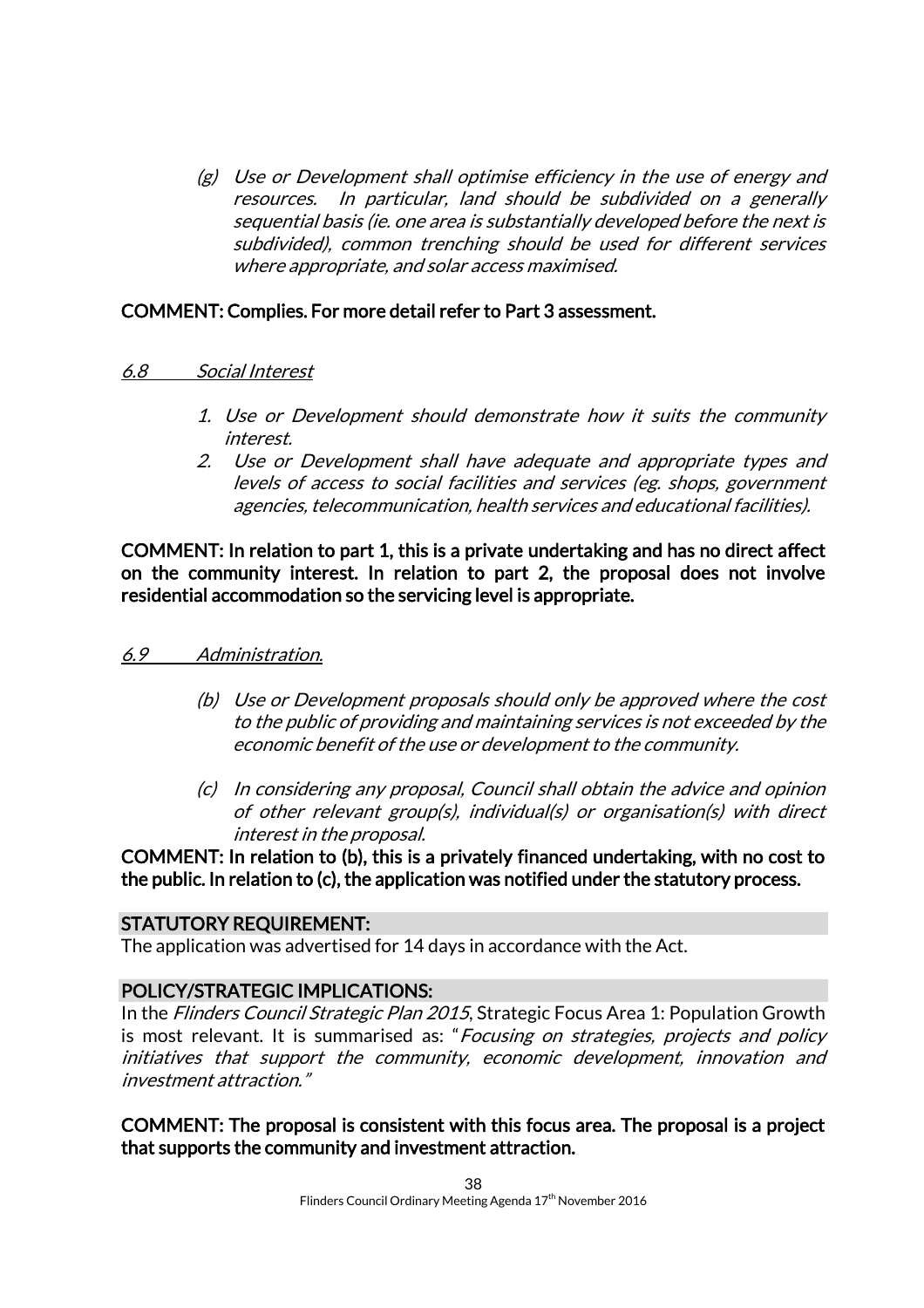(g) *Use or Development shall optimise efficiency in the use of energy and resources. In particular, land should be subdivided on a generally sequential basis (ie. one area is substantially developed before the next is subdivided), common trenching should be used for different services where appropriate, and solar access maximised.*

**COMMENT: Complies. For more detail refer to Part 3 assessment.**

*6.8 Social Interest*

1. *Use or Development should demonstrate how it suits the community interest.*
2. *Use or Development shall have adequate and appropriate types and levels of access to social facilities and services (eg. shops, government agencies, telecommunication, health services and educational facilities).*

**COMMENT: In relation to part 1, this is a private undertaking and has no direct affect on the community interest. In relation to part 2, the proposal does not involve residential accommodation so the servicing level is appropriate.**

*6.9 Administration.*

(b) *Use or Development proposals should only be approved where the cost to the public of providing and maintaining services is not exceeded by the economic benefit of the use or development to the community.*

(c) *In considering any proposal, Council shall obtain the advice and opinion of other relevant group(s), individual(s) or organisation(s) with direct interest in the proposal.*

**COMMENT: In relation to (b), this is a privately financed undertaking, with no cost to the public. In relation to (c), the application was notified under the statutory process.**

## STATUTORY REQUIREMENT:

The application was advertised for 14 days in accordance with the Act.

## POLICY/STRATEGIC IMPLICATIONS:

In the *Flinders Council Strategic Plan 2015*, Strategic Focus Area 1: Population Growth is most relevant. It is summarised as: "*Focusing on strategies, projects and policy initiatives that support the community, economic development, innovation and investment attraction.*"

**COMMENT: The proposal is consistent with this focus area. The proposal is a project that supports the community and investment attraction.**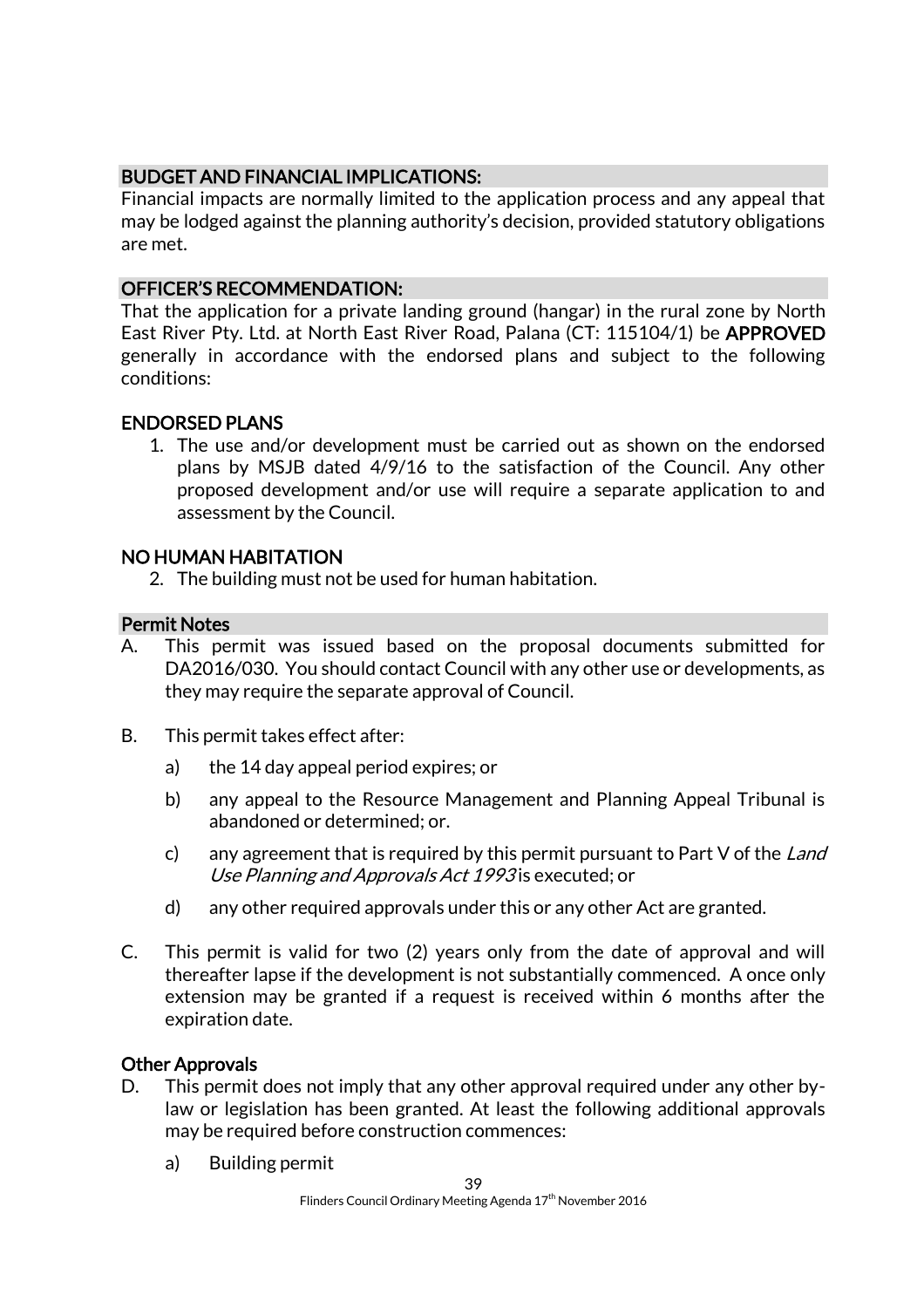## BUDGET AND FINANCIAL IMPLICATIONS:

Financial impacts are normally limited to the application process and any appeal that may be lodged against the planning authority's decision, provided statutory obligations are met.

## OFFICER'S RECOMMENDATION:

That the application for a private landing ground (hangar) in the rural zone by North East River Pty. Ltd. at North East River Road, Palana (CT: 115104/1) be **APPROVED** generally in accordance with the endorsed plans and subject to the following conditions:

### ENDORSED PLANS

1. The use and/or development must be carried out as shown on the endorsed plans by MSJB dated 4/9/16 to the satisfaction of the Council. Any other proposed development and/or use will require a separate application to and assessment by the Council.

### NO HUMAN HABITATION

2. The building must not be used for human habitation.

## Permit Notes

A. This permit was issued based on the proposal documents submitted for DA2016/030. You should contact Council with any other use or developments, as they may require the separate approval of Council.

B. This permit takes effect after:

   a) the 14 day appeal period expires; or

   b) any appeal to the Resource Management and Planning Appeal Tribunal is abandoned or determined; or.

   c) any agreement that is required by this permit pursuant to Part V of the *Land Use Planning and Approvals Act 1993* is executed; or

   d) any other required approvals under this or any other Act are granted.

C. This permit is valid for two (2) years only from the date of approval and will thereafter lapse if the development is not substantially commenced. A once only extension may be granted if a request is received within 6 months after the expiration date.

### Other Approvals

D. This permit does not imply that any other approval required under any other by-law or legislation has been granted. At least the following additional approvals may be required before construction commences:

   a) Building permit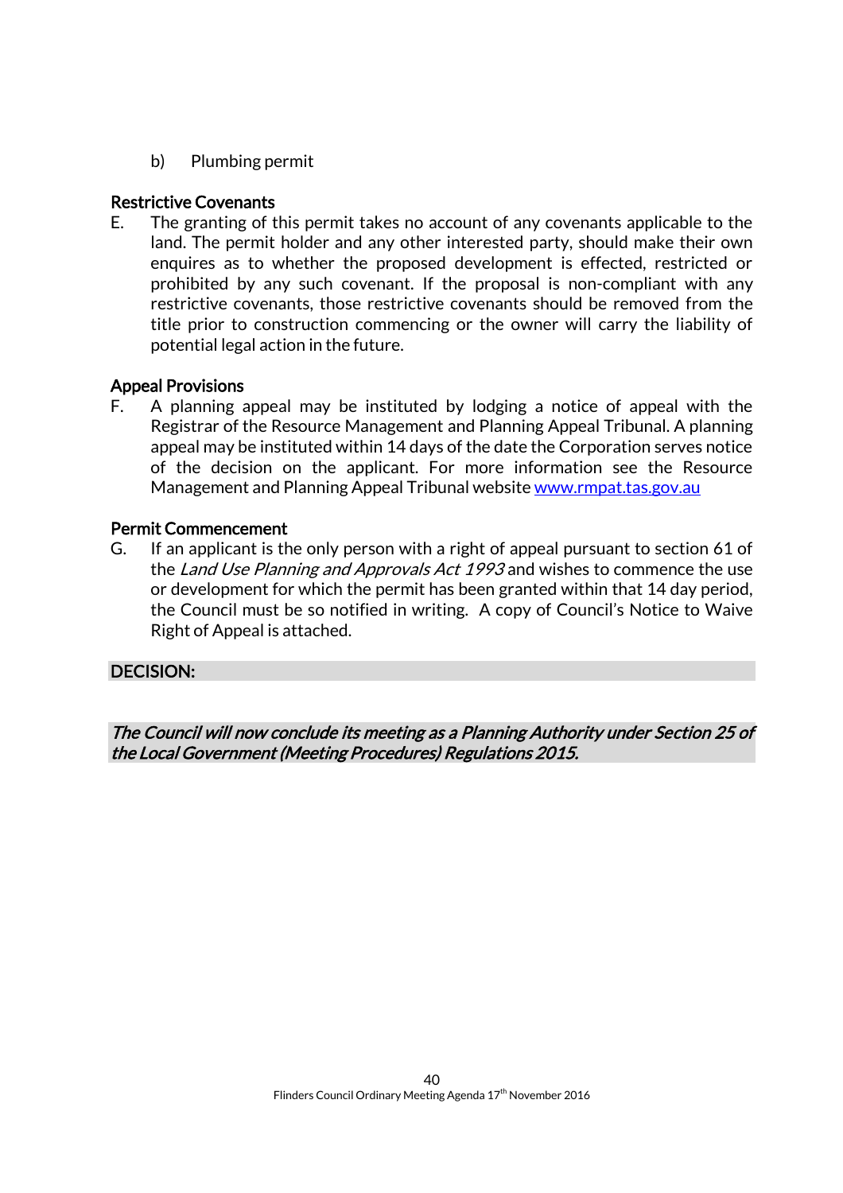b) Plumbing permit

**Restrictive Covenants**

E. The granting of this permit takes no account of any covenants applicable to the land. The permit holder and any other interested party, should make their own enquires as to whether the proposed development is effected, restricted or prohibited by any such covenant. If the proposal is non-compliant with any restrictive covenants, those restrictive covenants should be removed from the title prior to construction commencing or the owner will carry the liability of potential legal action in the future.

**Appeal Provisions**

F. A planning appeal may be instituted by lodging a notice of appeal with the Registrar of the Resource Management and Planning Appeal Tribunal. A planning appeal may be instituted within 14 days of the date the Corporation serves notice of the decision on the applicant. For more information see the Resource Management and Planning Appeal Tribunal website www.rmpat.tas.gov.au

**Permit Commencement**

G. If an applicant is the only person with a right of appeal pursuant to section 61 of the *Land Use Planning and Approvals Act 1993* and wishes to commence the use or development for which the permit has been granted within that 14 day period, the Council must be so notified in writing. A copy of Council's Notice to Waive Right of Appeal is attached.

**DECISION:**

***The Council will now conclude its meeting as a Planning Authority under Section 25 of the Local Government (Meeting Procedures) Regulations 2015.***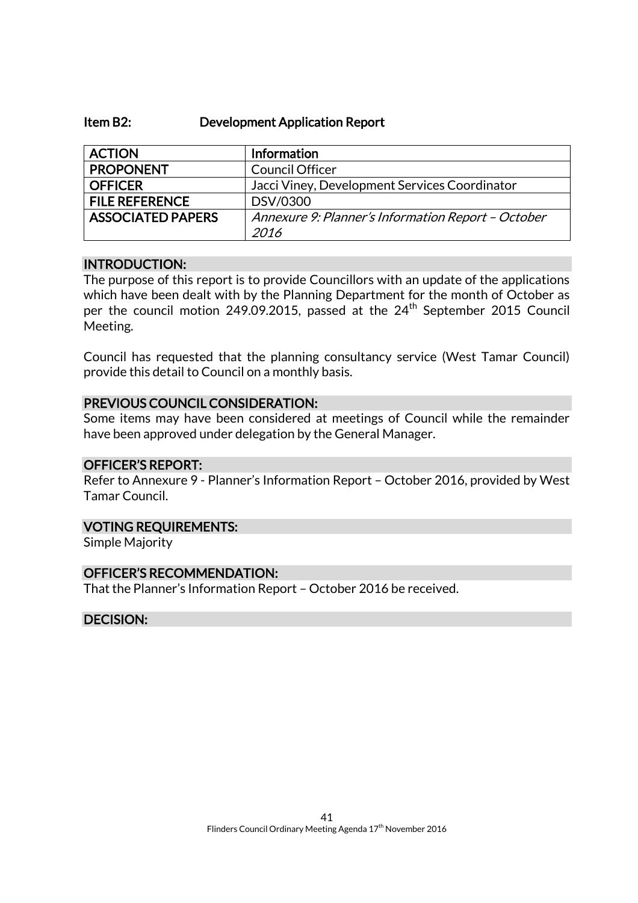### Item B2: Development Application Report

| ACTION | Information |
|---|---|
| PROPONENT | Council Officer |
| OFFICER | Jacci Viney, Development Services Coordinator |
| FILE REFERENCE | DSV/0300 |
| ASSOCIATED PAPERS | *Annexure 9: Planner's Information Report – October 2016* |

#### INTRODUCTION:

The purpose of this report is to provide Councillors with an update of the applications which have been dealt with by the Planning Department for the month of October as per the council motion 249.09.2015, passed at the 24th September 2015 Council Meeting.

Council has requested that the planning consultancy service (West Tamar Council) provide this detail to Council on a monthly basis.

#### PREVIOUS COUNCIL CONSIDERATION:

Some items may have been considered at meetings of Council while the remainder have been approved under delegation by the General Manager.

#### OFFICER'S REPORT:

Refer to Annexure 9 - Planner's Information Report – October 2016, provided by West Tamar Council.

#### VOTING REQUIREMENTS:

Simple Majority

#### OFFICER'S RECOMMENDATION:

That the Planner's Information Report – October 2016 be received.

#### DECISION: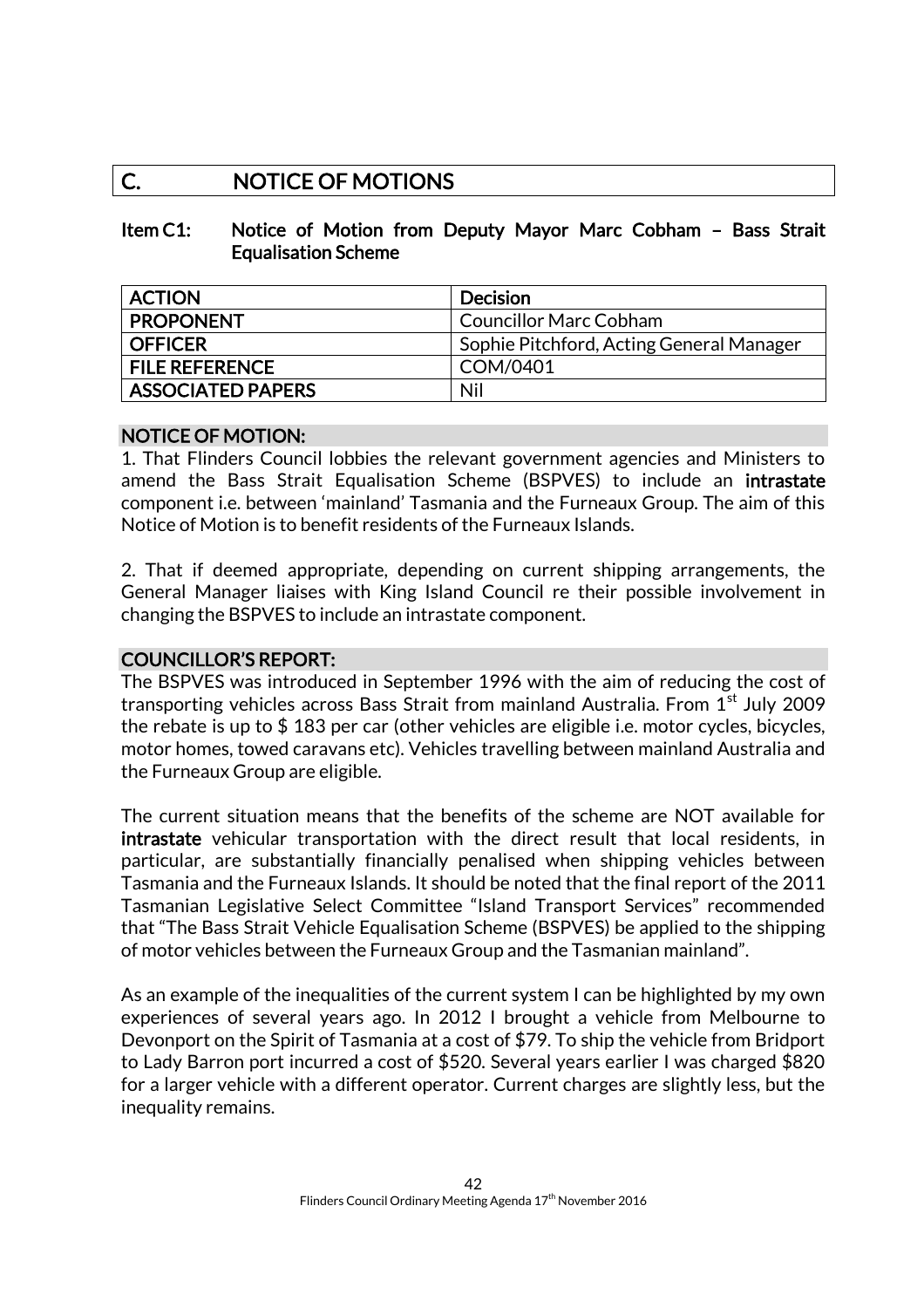# C. NOTICE OF MOTIONS

## Item C1: Notice of Motion from Deputy Mayor Marc Cobham – Bass Strait Equalisation Scheme

| ACTION | Decision |
|---|---|
| PROPONENT | Councillor Marc Cobham |
| OFFICER | Sophie Pitchford, Acting General Manager |
| FILE REFERENCE | COM/0401 |
| ASSOCIATED PAPERS | Nil |

### NOTICE OF MOTION:

1. That Flinders Council lobbies the relevant government agencies and Ministers to amend the Bass Strait Equalisation Scheme (BSPVES) to include an **intrastate** component i.e. between 'mainland' Tasmania and the Furneaux Group. The aim of this Notice of Motion is to benefit residents of the Furneaux Islands.

2. That if deemed appropriate, depending on current shipping arrangements, the General Manager liaises with King Island Council re their possible involvement in changing the BSPVES to include an intrastate component.

### COUNCILLOR'S REPORT:

The BSPVES was introduced in September 1996 with the aim of reducing the cost of transporting vehicles across Bass Strait from mainland Australia. From 1st July 2009 the rebate is up to $ 183 per car (other vehicles are eligible i.e. motor cycles, bicycles, motor homes, towed caravans etc). Vehicles travelling between mainland Australia and the Furneaux Group are eligible.

The current situation means that the benefits of the scheme are NOT available for **intrastate** vehicular transportation with the direct result that local residents, in particular, are substantially financially penalised when shipping vehicles between Tasmania and the Furneaux Islands. It should be noted that the final report of the 2011 Tasmanian Legislative Select Committee "Island Transport Services" recommended that "The Bass Strait Vehicle Equalisation Scheme (BSPVES) be applied to the shipping of motor vehicles between the Furneaux Group and the Tasmanian mainland".

As an example of the inequalities of the current system I can be highlighted by my own experiences of several years ago. In 2012 I brought a vehicle from Melbourne to Devonport on the Spirit of Tasmania at a cost of $79. To ship the vehicle from Bridport to Lady Barron port incurred a cost of $520. Several years earlier I was charged $820 for a larger vehicle with a different operator. Current charges are slightly less, but the inequality remains.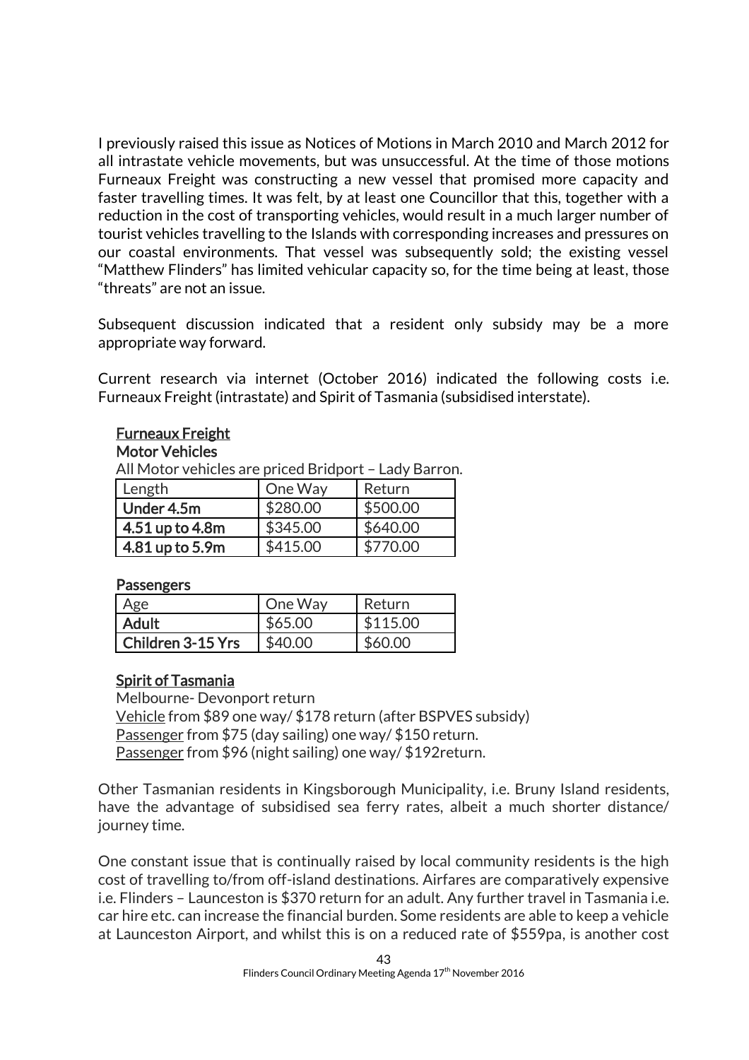I previously raised this issue as Notices of Motions in March 2010 and March 2012 for all intrastate vehicle movements, but was unsuccessful. At the time of those motions Furneaux Freight was constructing a new vessel that promised more capacity and faster travelling times. It was felt, by at least one Councillor that this, together with a reduction in the cost of transporting vehicles, would result in a much larger number of tourist vehicles travelling to the Islands with corresponding increases and pressures on our coastal environments. That vessel was subsequently sold; the existing vessel "Matthew Flinders" has limited vehicular capacity so, for the time being at least, those "threats" are not an issue.

Subsequent discussion indicated that a resident only subsidy may be a more appropriate way forward.

Current research via internet (October 2016) indicated the following costs i.e. Furneaux Freight (intrastate) and Spirit of Tasmania (subsidised interstate).

**Furneaux Freight**

**Motor Vehicles**

All Motor vehicles are priced Bridport – Lady Barron.

| Length | One Way | Return |
|---|---|---|
| **Under 4.5m** | $280.00 | $500.00 |
| **4.51 up to 4.8m** | $345.00 | $640.00 |
| **4.81 up to 5.9m** | $415.00 | $770.00 |

**Passengers**

| Age | One Way | Return |
|---|---|---|
| **Adult** | $65.00 | $115.00 |
| **Children 3-15 Yrs** | $40.00 | $60.00 |

**Spirit of Tasmania**

Melbourne- Devonport return

Vehicle from $89 one way/ $178 return (after BSPVES subsidy)

Passenger from $75 (day sailing) one way/ $150 return.

Passenger from $96 (night sailing) one way/ $192return.

Other Tasmanian residents in Kingsborough Municipality, i.e. Bruny Island residents, have the advantage of subsidised sea ferry rates, albeit a much shorter distance/ journey time.

One constant issue that is continually raised by local community residents is the high cost of travelling to/from off-island destinations. Airfares are comparatively expensive i.e. Flinders – Launceston is $370 return for an adult. Any further travel in Tasmania i.e. car hire etc. can increase the financial burden. Some residents are able to keep a vehicle at Launceston Airport, and whilst this is on a reduced rate of $559pa, is another cost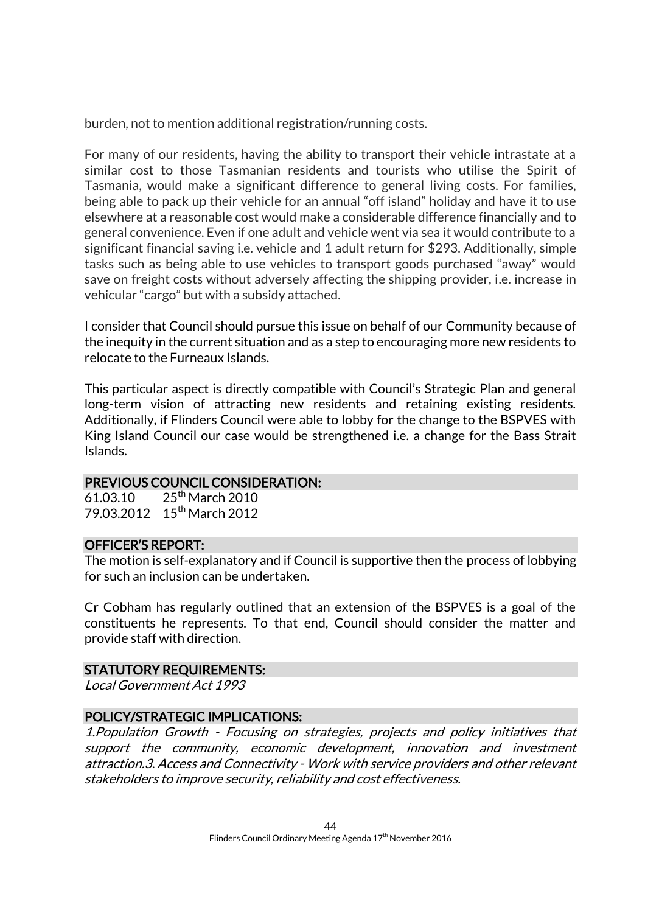burden, not to mention additional registration/running costs.

For many of our residents, having the ability to transport their vehicle intrastate at a similar cost to those Tasmanian residents and tourists who utilise the Spirit of Tasmania, would make a significant difference to general living costs. For families, being able to pack up their vehicle for an annual "off island" holiday and have it to use elsewhere at a reasonable cost would make a considerable difference financially and to general convenience. Even if one adult and vehicle went via sea it would contribute to a significant financial saving i.e. vehicle <u>and</u> 1 adult return for $293. Additionally, simple tasks such as being able to use vehicles to transport goods purchased "away" would save on freight costs without adversely affecting the shipping provider, i.e. increase in vehicular "cargo" but with a subsidy attached.

I consider that Council should pursue this issue on behalf of our Community because of the inequity in the current situation and as a step to encouraging more new residents to relocate to the Furneaux Islands.

This particular aspect is directly compatible with Council's Strategic Plan and general long-term vision of attracting new residents and retaining existing residents. Additionally, if Flinders Council were able to lobby for the change to the BSPVES with King Island Council our case would be strengthened i.e. a change for the Bass Strait Islands.

## PREVIOUS COUNCIL CONSIDERATION:

61.03.10 25th March 2010
79.03.2012 15th March 2012

## OFFICER'S REPORT:

The motion is self-explanatory and if Council is supportive then the process of lobbying for such an inclusion can be undertaken.

Cr Cobham has regularly outlined that an extension of the BSPVES is a goal of the constituents he represents. To that end, Council should consider the matter and provide staff with direction.

## STATUTORY REQUIREMENTS:

*Local Government Act 1993*

## POLICY/STRATEGIC IMPLICATIONS:

*1.Population Growth - Focusing on strategies, projects and policy initiatives that support the community, economic development, innovation and investment attraction.3. Access and Connectivity - Work with service providers and other relevant stakeholders to improve security, reliability and cost effectiveness.*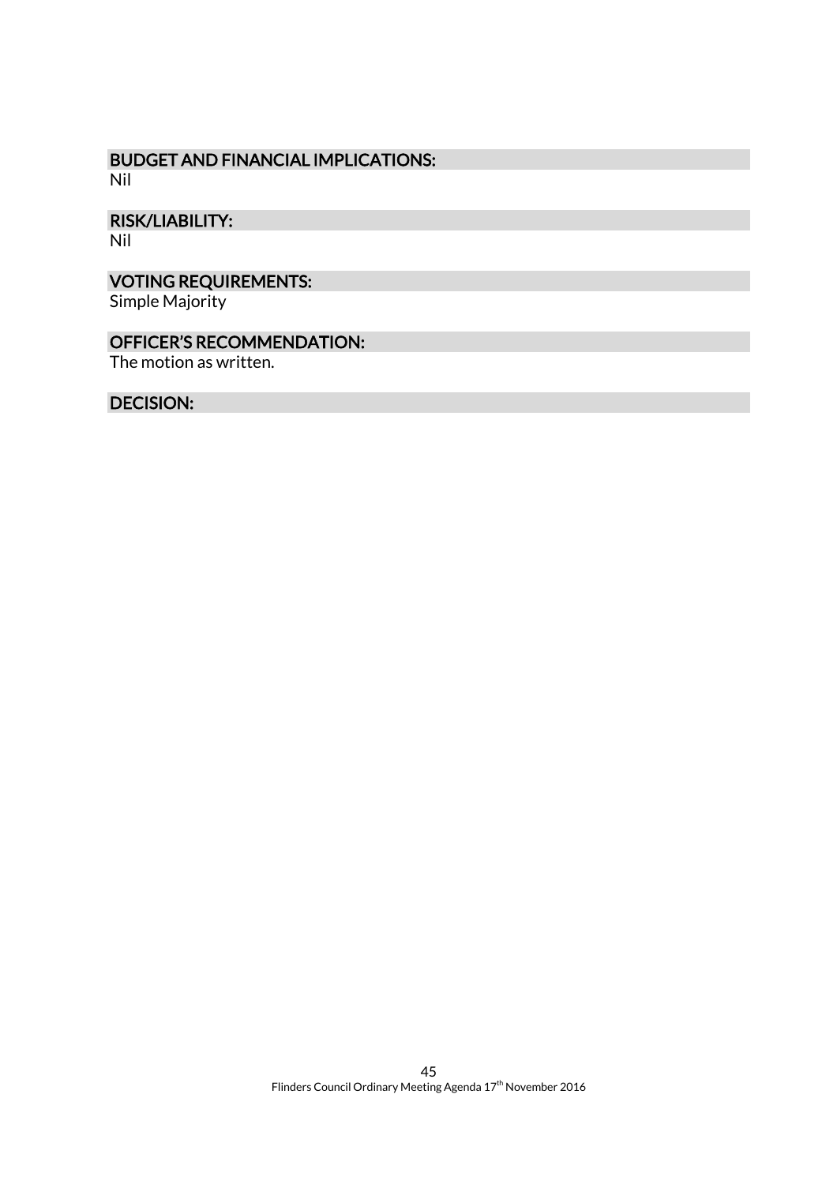## BUDGET AND FINANCIAL IMPLICATIONS:

Nil

## RISK/LIABILITY:

Nil

## VOTING REQUIREMENTS:

Simple Majority

## OFFICER'S RECOMMENDATION:

The motion as written.

## DECISION: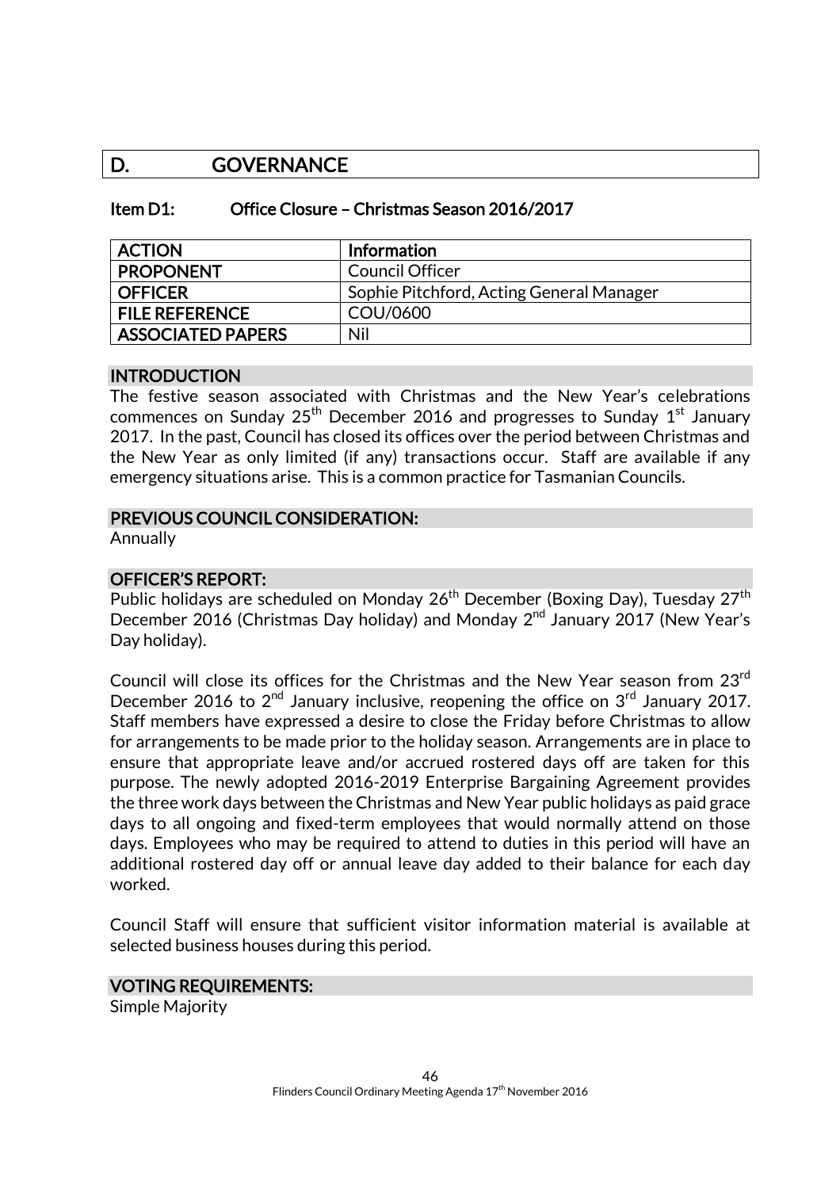# D. GOVERNANCE

## Item D1: Office Closure – Christmas Season 2016/2017

| ACTION | Information |
|---|---|
| PROPONENT | Council Officer |
| OFFICER | Sophie Pitchford, Acting General Manager |
| FILE REFERENCE | COU/0600 |
| ASSOCIATED PAPERS | Nil |

### INTRODUCTION

The festive season associated with Christmas and the New Year's celebrations commences on Sunday 25th December 2016 and progresses to Sunday 1st January 2017. In the past, Council has closed its offices over the period between Christmas and the New Year as only limited (if any) transactions occur. Staff are available if any emergency situations arise. This is a common practice for Tasmanian Councils.

### PREVIOUS COUNCIL CONSIDERATION:

Annually

### OFFICER'S REPORT:

Public holidays are scheduled on Monday 26th December (Boxing Day), Tuesday 27th December 2016 (Christmas Day holiday) and Monday 2nd January 2017 (New Year's Day holiday).

Council will close its offices for the Christmas and the New Year season from 23rd December 2016 to 2nd January inclusive, reopening the office on 3rd January 2017. Staff members have expressed a desire to close the Friday before Christmas to allow for arrangements to be made prior to the holiday season. Arrangements are in place to ensure that appropriate leave and/or accrued rostered days off are taken for this purpose. The newly adopted 2016-2019 Enterprise Bargaining Agreement provides the three work days between the Christmas and New Year public holidays as paid grace days to all ongoing and fixed-term employees that would normally attend on those days. Employees who may be required to attend to duties in this period will have an additional rostered day off or annual leave day added to their balance for each day worked.

Council Staff will ensure that sufficient visitor information material is available at selected business houses during this period.

### VOTING REQUIREMENTS:

Simple Majority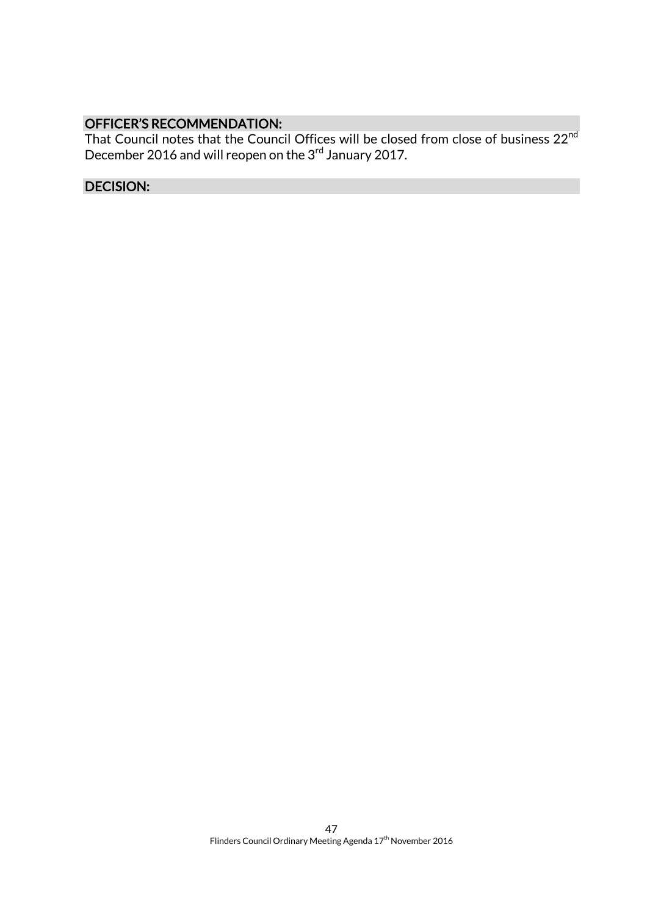## OFFICER'S RECOMMENDATION:

That Council notes that the Council Offices will be closed from close of business 22nd December 2016 and will reopen on the 3rd January 2017.

## DECISION: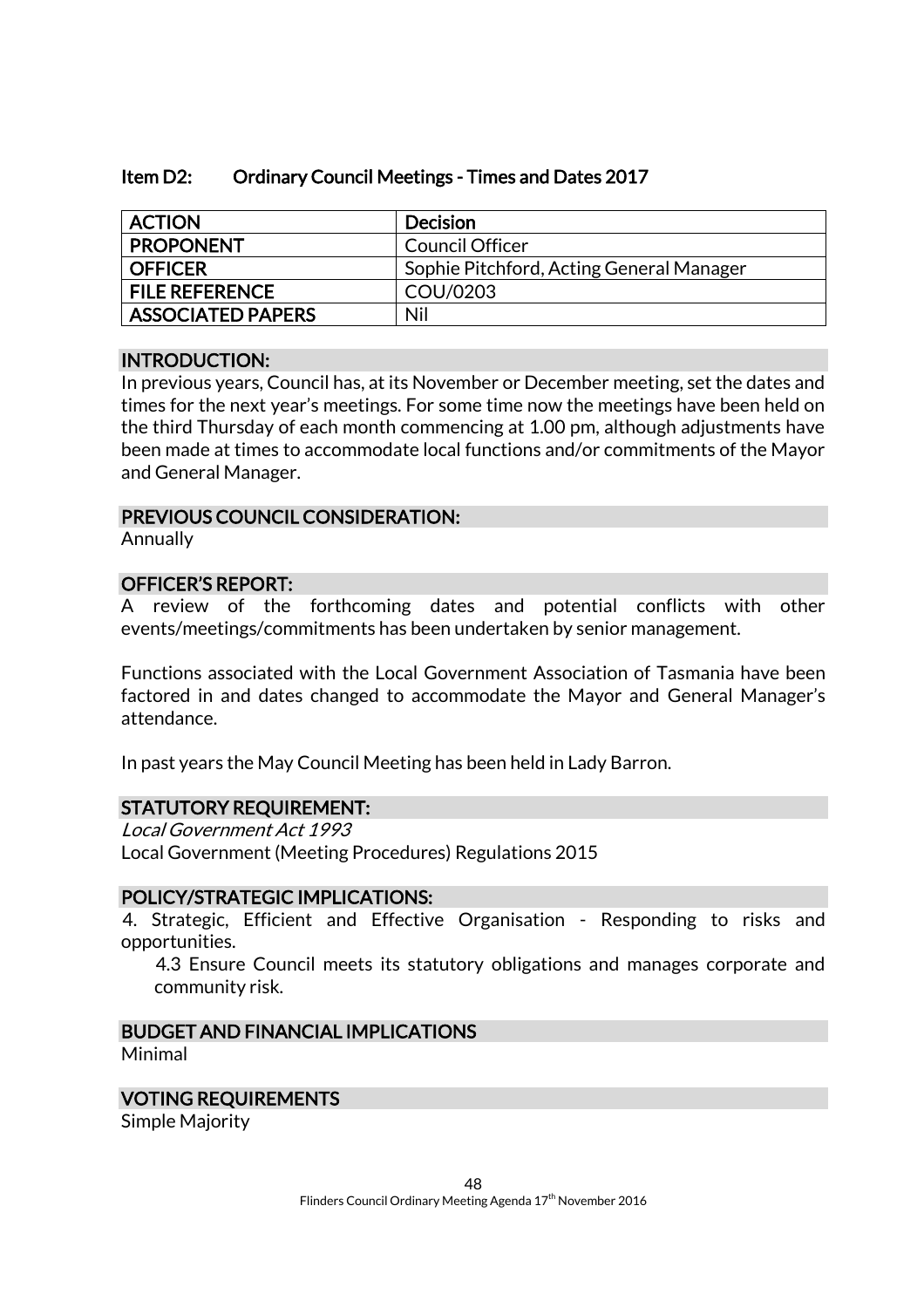### Item D2: Ordinary Council Meetings - Times and Dates 2017

| ACTION | Decision |
|---|---|
| PROPONENT | Council Officer |
| OFFICER | Sophie Pitchford, Acting General Manager |
| FILE REFERENCE | COU/0203 |
| ASSOCIATED PAPERS | Nil |

#### INTRODUCTION:

In previous years, Council has, at its November or December meeting, set the dates and times for the next year's meetings. For some time now the meetings have been held on the third Thursday of each month commencing at 1.00 pm, although adjustments have been made at times to accommodate local functions and/or commitments of the Mayor and General Manager.

#### PREVIOUS COUNCIL CONSIDERATION:

Annually

#### OFFICER'S REPORT:

A review of the forthcoming dates and potential conflicts with other events/meetings/commitments has been undertaken by senior management.

Functions associated with the Local Government Association of Tasmania have been factored in and dates changed to accommodate the Mayor and General Manager's attendance.

In past years the May Council Meeting has been held in Lady Barron.

#### STATUTORY REQUIREMENT:

*Local Government Act 1993*
Local Government (Meeting Procedures) Regulations 2015

#### POLICY/STRATEGIC IMPLICATIONS:

4. Strategic, Efficient and Effective Organisation - Responding to risks and opportunities.

   4.3 Ensure Council meets its statutory obligations and manages corporate and community risk.

#### BUDGET AND FINANCIAL IMPLICATIONS

Minimal

#### VOTING REQUIREMENTS

Simple Majority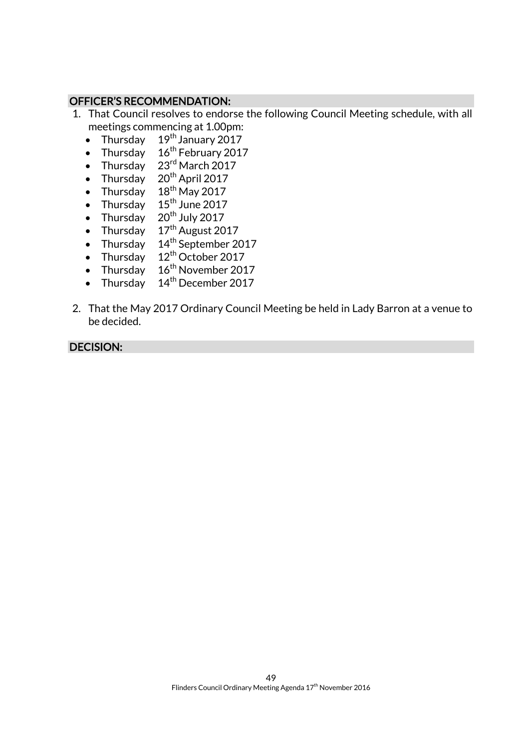## OFFICER'S RECOMMENDATION:

1. That Council resolves to endorse the following Council Meeting schedule, with all meetings commencing at 1.00pm:
   - Thursday 19th January 2017
   - Thursday 16th February 2017
   - Thursday 23rd March 2017
   - Thursday 20th April 2017
   - Thursday 18th May 2017
   - Thursday 15th June 2017
   - Thursday 20th July 2017
   - Thursday 17th August 2017
   - Thursday 14th September 2017
   - Thursday 12th October 2017
   - Thursday 16th November 2017
   - Thursday 14th December 2017

2. That the May 2017 Ordinary Council Meeting be held in Lady Barron at a venue to be decided.

## DECISION: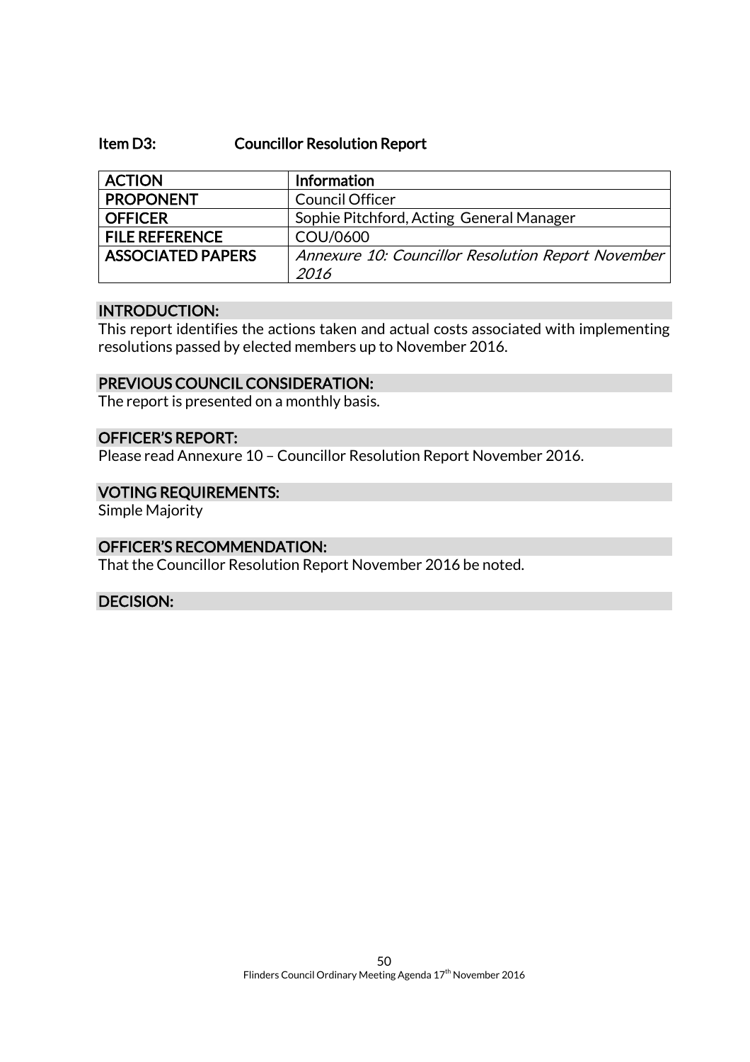### Item D3: Councillor Resolution Report

| ACTION | Information |
|---|---|
| PROPONENT | Council Officer |
| OFFICER | Sophie Pitchford, Acting General Manager |
| FILE REFERENCE | COU/0600 |
| ASSOCIATED PAPERS | *Annexure 10: Councillor Resolution Report November 2016* |

#### INTRODUCTION:

This report identifies the actions taken and actual costs associated with implementing resolutions passed by elected members up to November 2016.

#### PREVIOUS COUNCIL CONSIDERATION:

The report is presented on a monthly basis.

#### OFFICER'S REPORT:

Please read Annexure 10 – Councillor Resolution Report November 2016.

#### VOTING REQUIREMENTS:

Simple Majority

#### OFFICER'S RECOMMENDATION:

That the Councillor Resolution Report November 2016 be noted.

#### DECISION: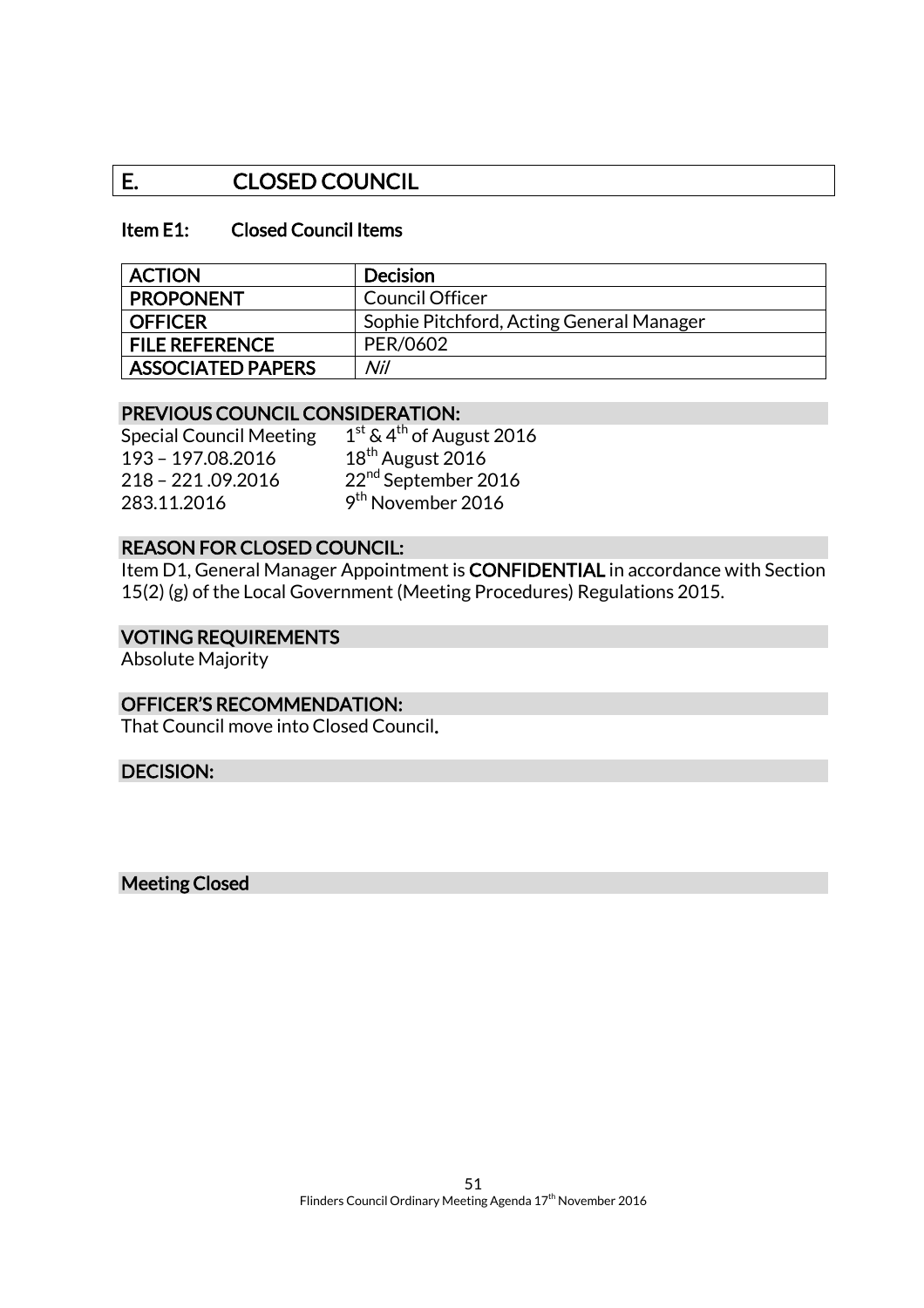# E. CLOSED COUNCIL

## Item E1: Closed Council Items

| ACTION | Decision |
| --- | --- |
| PROPONENT | Council Officer |
| OFFICER | Sophie Pitchford, Acting General Manager |
| FILE REFERENCE | PER/0602 |
| ASSOCIATED PAPERS | *Nil* |

### PREVIOUS COUNCIL CONSIDERATION:

| | |
| --- | --- |
| Special Council Meeting | 1st & 4th of August 2016 |
| 193 – 197.08.2016 | 18th August 2016 |
| 218 – 221 .09.2016 | 22nd September 2016 |
| 283.11.2016 | 9th November 2016 |

### REASON FOR CLOSED COUNCIL:

Item D1, General Manager Appointment is **CONFIDENTIAL** in accordance with Section 15(2) (g) of the Local Government (Meeting Procedures) Regulations 2015.

### VOTING REQUIREMENTS

Absolute Majority

### OFFICER'S RECOMMENDATION:

That Council move into Closed Council.

### DECISION:

### Meeting Closed